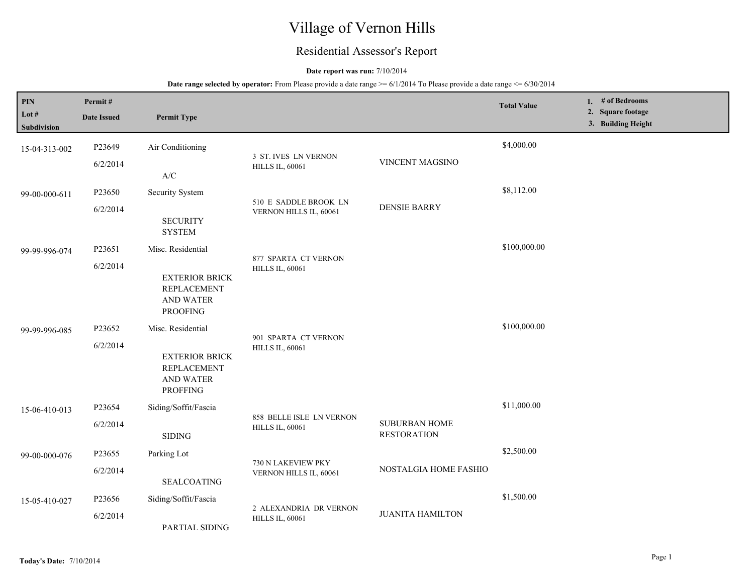# Village of Vernon Hills

## Residential Assessor's Report

**Date report was run:** 7/10/2014

**Date range selected by operator:** From Please provide a date range >= 6/1/2014 To Please provide a date range <= 6/30/2014

| PIN / Lot # / Subdivision | Permit # / Date Issued | Permit Type | | | Total Value | 1. # of Bedrooms 2. Square footage 3. Building Height |
|---|---|---|---|---|---|---|
| 15-04-313-002 | P23649 6/2/2014 | Air Conditioning A/C | 3 ST. IVES LN VERNON HILLS IL, 60061 | VINCENT MAGSINO | $4,000.00 | |
| 99-00-000-611 | P23650 6/2/2014 | Security System SECURITY SYSTEM | 510 E SADDLE BROOK LN VERNON HILLS IL, 60061 | DENSIE BARRY | $8,112.00 | |
| 99-99-996-074 | P23651 6/2/2014 | Misc. Residential EXTERIOR BRICK REPLACEMENT AND WATER PROOFING | 877 SPARTA CT VERNON HILLS IL, 60061 | | $100,000.00 | |
| 99-99-996-085 | P23652 6/2/2014 | Misc. Residential EXTERIOR BRICK REPLACEMENT AND WATER PROFFING | 901 SPARTA CT VERNON HILLS IL, 60061 | | $100,000.00 | |
| 15-06-410-013 | P23654 6/2/2014 | Siding/Soffit/Fascia SIDING | 858 BELLE ISLE LN VERNON HILLS IL, 60061 | SUBURBAN HOME RESTORATION | $11,000.00 | |
| 99-00-000-076 | P23655 6/2/2014 | Parking Lot SEALCOATING | 730 N LAKEVIEW PKY VERNON HILLS IL, 60061 | NOSTALGIA HOME FASHIO | $2,500.00 | |
| 15-05-410-027 | P23656 6/2/2014 | Siding/Soffit/Fascia PARTIAL SIDING | 2 ALEXANDRIA DR VERNON HILLS IL, 60061 | JUANITA HAMILTON | $1,500.00 | |

**Today's Date:** 7/10/2014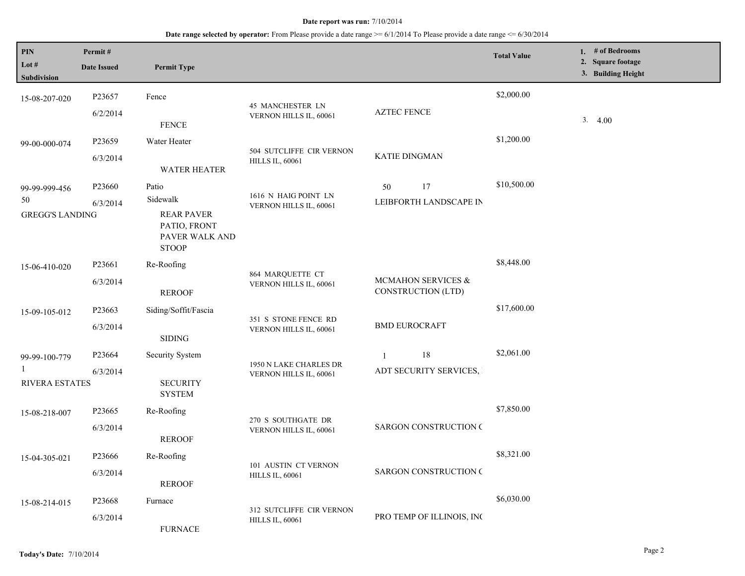**Date report was run:** 7/10/2014

**Date range selected by operator:** From Please provide a date range >= 6/1/2014 To Please provide a date range <= 6/30/2014

| PIN / Lot # / Subdivision | Permit # / Date Issued | Permit Type | Address | Contractor | Total Value | 1. # of Bedrooms 2. Square footage 3. Building Height |
|---|---|---|---|---|---|---|
| 15-08-207-020 | P23657<br>6/2/2014 | Fence<br>FENCE | 45 MANCHESTER LN VERNON HILLS IL, 60061 | AZTEC FENCE | $2,000.00 | 3. 4.00 |
| 99-00-000-074 | P23659<br>6/3/2014 | Water Heater<br>WATER HEATER | 504 SUTCLIFFE CIR VERNON HILLS IL, 60061 | KATIE DINGMAN | $1,200.00 | |
| 99-99-999-456<br>50<br>GREGG'S LANDING | P23660<br>6/3/2014 | Patio<br>Sidewalk<br>REAR PAVER PATIO, FRONT PAVER WALK AND STOOP | 1616 N HAIG POINT LN VERNON HILLS IL, 60061 | 50 17<br>LEIBFORTH LANDSCAPE IN | $10,500.00 | |
| 15-06-410-020 | P23661<br>6/3/2014 | Re-Roofing<br>REROOF | 864 MARQUETTE CT VERNON HILLS IL, 60061 | MCMAHON SERVICES & CONSTRUCTION (LTD) | $8,448.00 | |
| 15-09-105-012 | P23663<br>6/3/2014 | Siding/Soffit/Fascia<br>SIDING | 351 S STONE FENCE RD VERNON HILLS IL, 60061 | BMD EUROCRAFT | $17,600.00 | |
| 99-99-100-779<br>1<br>RIVERA ESTATES | P23664<br>6/3/2014 | Security System<br>SECURITY SYSTEM | 1950 N LAKE CHARLES DR VERNON HILLS IL, 60061 | 1 18<br>ADT SECURITY SERVICES, | $2,061.00 | |
| 15-08-218-007 | P23665<br>6/3/2014 | Re-Roofing<br>REROOF | 270 S SOUTHGATE DR VERNON HILLS IL, 60061 | SARGON CONSTRUCTION C | $7,850.00 | |
| 15-04-305-021 | P23666<br>6/3/2014 | Re-Roofing<br>REROOF | 101 AUSTIN CT VERNON HILLS IL, 60061 | SARGON CONSTRUCTION C | $8,321.00 | |
| 15-08-214-015 | P23668<br>6/3/2014 | Furnace<br>FURNACE | 312 SUTCLIFFE CIR VERNON HILLS IL, 60061 | PRO TEMP OF ILLINOIS, INC | $6,030.00 | |

**Today's Date:** 7/10/2014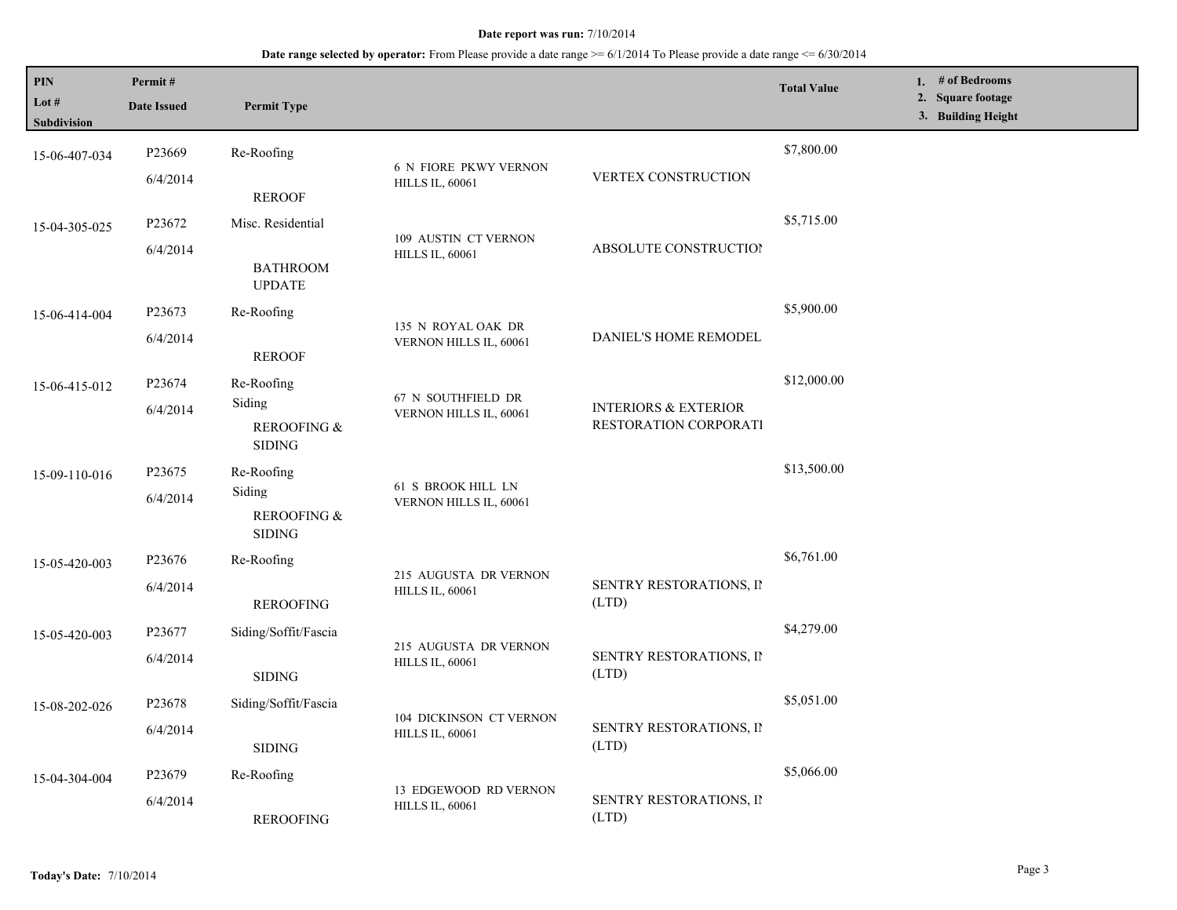**Date report was run:** 7/10/2014

**Date range selected by operator:** From Please provide a date range >= 6/1/2014 To Please provide a date range <= 6/30/2014

| PIN / Lot # / Subdivision | Permit # / Date Issued | Permit Type | Address | Contractor | Total Value | 1. # of Bedrooms 2. Square footage 3. Building Height |
|---|---|---|---|---|---|---|
| 15-06-407-034 | P23669 6/4/2014 | Re-Roofing REROOF | 6 N FIORE PKWY VERNON HILLS IL, 60061 | VERTEX CONSTRUCTION | $7,800.00 | |
| 15-04-305-025 | P23672 6/4/2014 | Misc. Residential BATHROOM UPDATE | 109 AUSTIN CT VERNON HILLS IL, 60061 | ABSOLUTE CONSTRUCTIOI | $5,715.00 | |
| 15-06-414-004 | P23673 6/4/2014 | Re-Roofing REROOF | 135 N ROYAL OAK DR VERNON HILLS IL, 60061 | DANIEL'S HOME REMODEL | $5,900.00 | |
| 15-06-415-012 | P23674 6/4/2014 | Re-Roofing Siding REROOFING & SIDING | 67 N SOUTHFIELD DR VERNON HILLS IL, 60061 | INTERIORS & EXTERIOR RESTORATION CORPORATI | $12,000.00 | |
| 15-09-110-016 | P23675 6/4/2014 | Re-Roofing Siding REROOFING & SIDING | 61 S BROOK HILL LN VERNON HILLS IL, 60061 | | $13,500.00 | |
| 15-05-420-003 | P23676 6/4/2014 | Re-Roofing REROOFING | 215 AUGUSTA DR VERNON HILLS IL, 60061 | SENTRY RESTORATIONS, II (LTD) | $6,761.00 | |
| 15-05-420-003 | P23677 6/4/2014 | Siding/Soffit/Fascia SIDING | 215 AUGUSTA DR VERNON HILLS IL, 60061 | SENTRY RESTORATIONS, II (LTD) | $4,279.00 | |
| 15-08-202-026 | P23678 6/4/2014 | Siding/Soffit/Fascia SIDING | 104 DICKINSON CT VERNON HILLS IL, 60061 | SENTRY RESTORATIONS, II (LTD) | $5,051.00 | |
| 15-04-304-004 | P23679 6/4/2014 | Re-Roofing REROOFING | 13 EDGEWOOD RD VERNON HILLS IL, 60061 | SENTRY RESTORATIONS, II (LTD) | $5,066.00 | |

**Today's Date:** 7/10/2014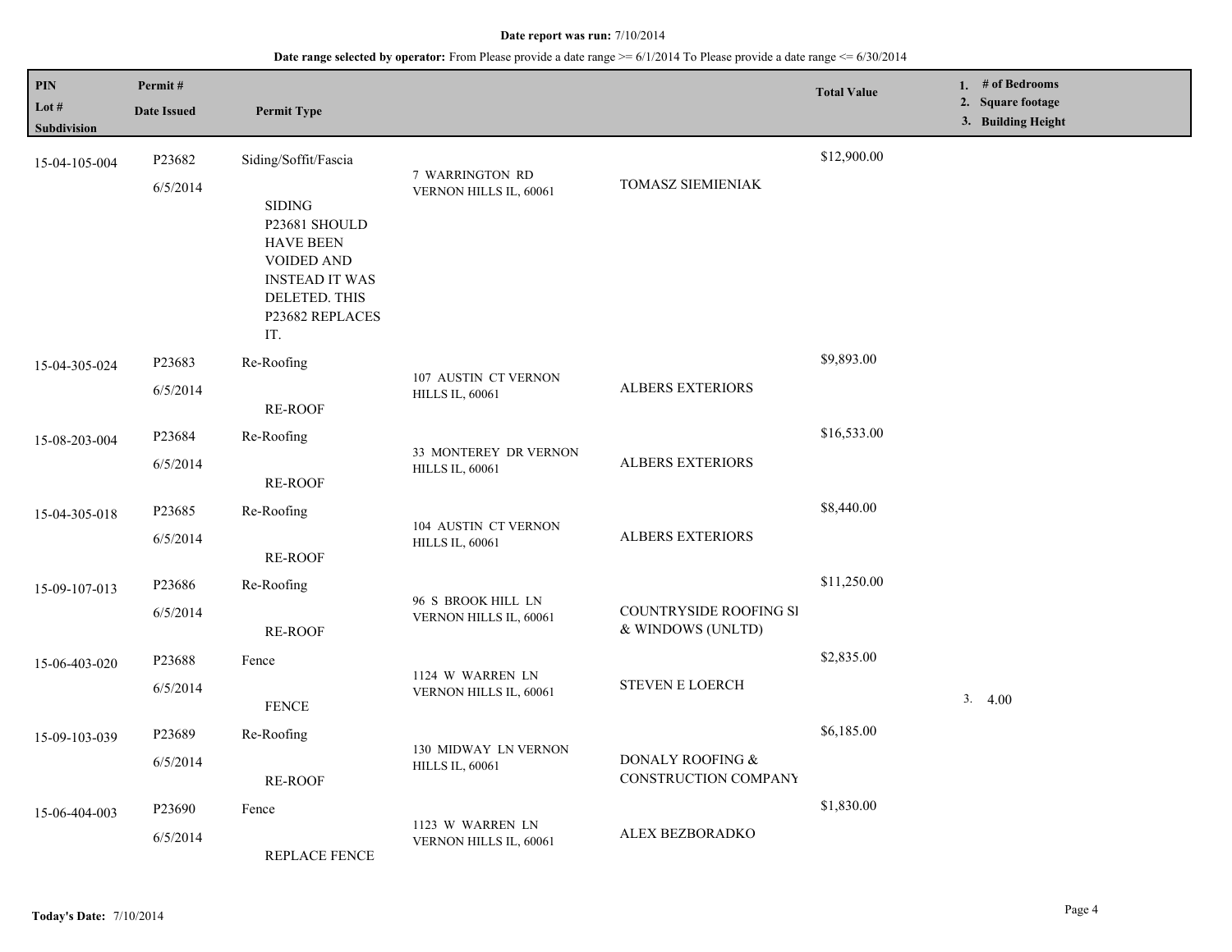**Date report was run:** 7/10/2014

**Date range selected by operator:** From Please provide a date range >= 6/1/2014 To Please provide a date range <= 6/30/2014

| PIN<br>Lot #<br>Subdivision | Permit #<br>Date Issued | Permit Type | | | Total Value | 1. # of Bedrooms<br>2. Square footage<br>3. Building Height |
|---|---|---|---|---|---|---|
| 15-04-105-004 | P23682<br>6/5/2014 | Siding/Soffit/Fascia<br>SIDING P23681 SHOULD HAVE BEEN VOIDED AND INSTEAD IT WAS DELETED. THIS P23682 REPLACES IT. | 7 WARRINGTON RD VERNON HILLS IL, 60061 | TOMASZ SIEMIENIAK | $12,900.00 | |
| 15-04-305-024 | P23683<br>6/5/2014 | Re-Roofing<br>RE-ROOF | 107 AUSTIN CT VERNON HILLS IL, 60061 | ALBERS EXTERIORS | $9,893.00 | |
| 15-08-203-004 | P23684<br>6/5/2014 | Re-Roofing<br>RE-ROOF | 33 MONTEREY DR VERNON HILLS IL, 60061 | ALBERS EXTERIORS | $16,533.00 | |
| 15-04-305-018 | P23685<br>6/5/2014 | Re-Roofing<br>RE-ROOF | 104 AUSTIN CT VERNON HILLS IL, 60061 | ALBERS EXTERIORS | $8,440.00 | |
| 15-09-107-013 | P23686<br>6/5/2014 | Re-Roofing<br>RE-ROOF | 96 S BROOK HILL LN VERNON HILLS IL, 60061 | COUNTRYSIDE ROOFING SI & WINDOWS (UNLTD) | $11,250.00 | |
| 15-06-403-020 | P23688<br>6/5/2014 | Fence<br>FENCE | 1124 W WARREN LN VERNON HILLS IL, 60061 | STEVEN E LOERCH | $2,835.00 | 3. 4.00 |
| 15-09-103-039 | P23689<br>6/5/2014 | Re-Roofing<br>RE-ROOF | 130 MIDWAY LN VERNON HILLS IL, 60061 | DONALY ROOFING & CONSTRUCTION COMPANY | $6,185.00 | |
| 15-06-404-003 | P23690<br>6/5/2014 | Fence<br>REPLACE FENCE | 1123 W WARREN LN VERNON HILLS IL, 60061 | ALEX BEZBORADKO | $1,830.00 | |

**Today's Date:** 7/10/2014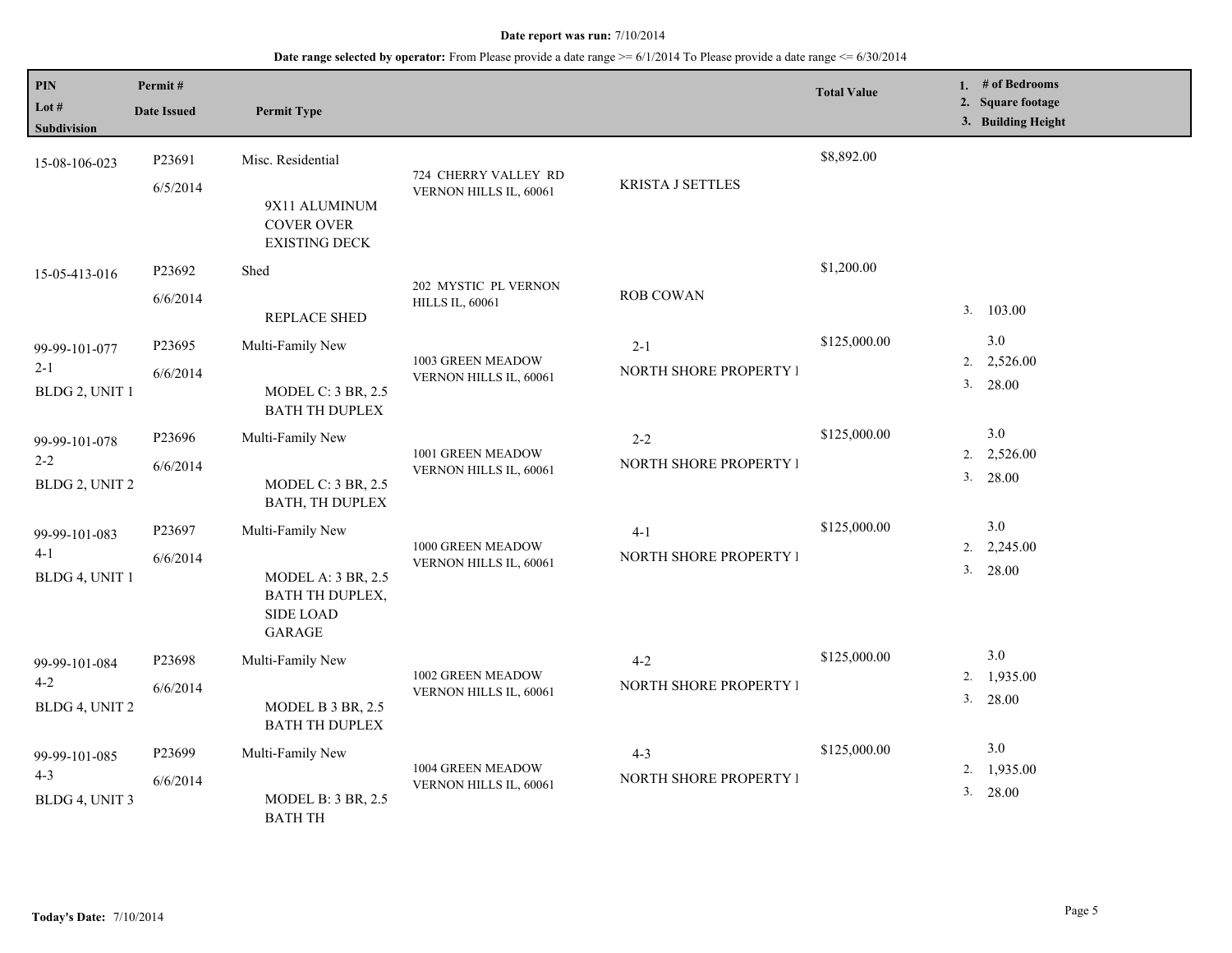**Date report was run:** 7/10/2014

**Date range selected by operator:** From Please provide a date range >= 6/1/2014 To Please provide a date range <= 6/30/2014

| PIN / Lot # / Subdivision | Permit # / Date Issued | Permit Type | | | Total Value | 1. # of Bedrooms 2. Square footage 3. Building Height |
|---|---|---|---|---|---|---|
| 15-08-106-023 | P23691<br>6/5/2014 | Misc. Residential<br>9X11 ALUMINUM COVER OVER EXISTING DECK | 724 CHERRY VALLEY RD VERNON HILLS IL, 60061 | KRISTA J SETTLES | $8,892.00 | |
| 15-05-413-016 | P23692<br>6/6/2014 | Shed<br>REPLACE SHED | 202 MYSTIC PL VERNON HILLS IL, 60061 | ROB COWAN | $1,200.00 | 3. 103.00 |
| 99-99-101-077<br>2-1<br>BLDG 2, UNIT 1 | P23695<br>6/6/2014 | Multi-Family New<br>MODEL C: 3 BR, 2.5 BATH TH DUPLEX | 1003 GREEN MEADOW VERNON HILLS IL, 60061 | 2-1<br>NORTH SHORE PROPERTY I | $125,000.00 | 3.0<br>2. 2,526.00<br>3. 28.00 |
| 99-99-101-078<br>2-2<br>BLDG 2, UNIT 2 | P23696<br>6/6/2014 | Multi-Family New<br>MODEL C: 3 BR, 2.5 BATH, TH DUPLEX | 1001 GREEN MEADOW VERNON HILLS IL, 60061 | 2-2<br>NORTH SHORE PROPERTY I | $125,000.00 | 3.0<br>2. 2,526.00<br>3. 28.00 |
| 99-99-101-083<br>4-1<br>BLDG 4, UNIT 1 | P23697<br>6/6/2014 | Multi-Family New<br>MODEL A: 3 BR, 2.5 BATH TH DUPLEX, SIDE LOAD GARAGE | 1000 GREEN MEADOW VERNON HILLS IL, 60061 | 4-1<br>NORTH SHORE PROPERTY I | $125,000.00 | 3.0<br>2. 2,245.00<br>3. 28.00 |
| 99-99-101-084<br>4-2<br>BLDG 4, UNIT 2 | P23698<br>6/6/2014 | Multi-Family New<br>MODEL B 3 BR, 2.5 BATH TH DUPLEX | 1002 GREEN MEADOW VERNON HILLS IL, 60061 | 4-2<br>NORTH SHORE PROPERTY I | $125,000.00 | 3.0<br>2. 1,935.00<br>3. 28.00 |
| 99-99-101-085<br>4-3<br>BLDG 4, UNIT 3 | P23699<br>6/6/2014 | Multi-Family New<br>MODEL B: 3 BR, 2.5 BATH TH | 1004 GREEN MEADOW VERNON HILLS IL, 60061 | 4-3<br>NORTH SHORE PROPERTY I | $125,000.00 | 3.0<br>2. 1,935.00<br>3. 28.00 |

**Today's Date:** 7/10/2014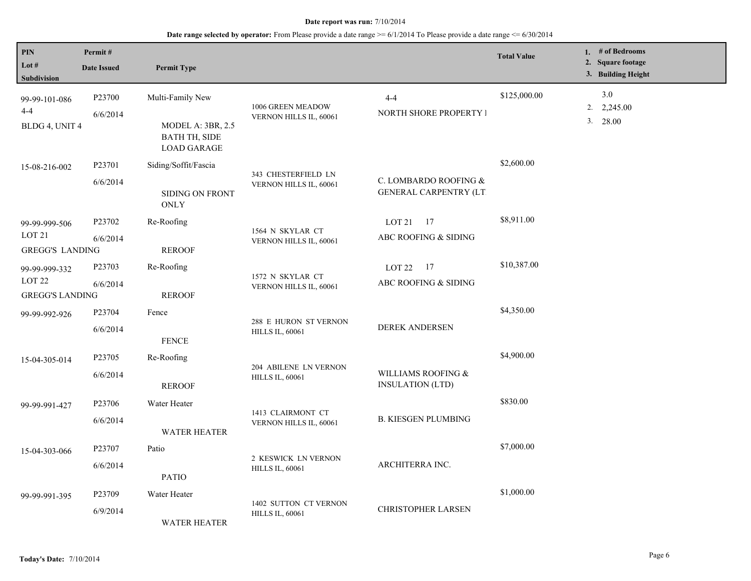**Date report was run:** 7/10/2014

**Date range selected by operator:** From Please provide a date range >= 6/1/2014 To Please provide a date range <= 6/30/2014

| PIN / Lot # / Subdivision | Permit # / Date Issued | Permit Type | | | Total Value | 1. # of Bedrooms 2. Square footage 3. Building Height |
|---|---|---|---|---|---|---|
| 99-99-101-086 4-4 BLDG 4, UNIT 4 | P23700 6/6/2014 | Multi-Family New MODEL A: 3BR, 2.5 BATH TH, SIDE LOAD GARAGE | 1006 GREEN MEADOW VERNON HILLS IL, 60061 | 4-4 NORTH SHORE PROPERTY I | $125,000.00 | 3.0 2. 2,245.00 3. 28.00 |
| 15-08-216-002 | P23701 6/6/2014 | Siding/Soffit/Fascia SIDING ON FRONT ONLY | 343 CHESTERFIELD LN VERNON HILLS IL, 60061 | C. LOMBARDO ROOFING & GENERAL CARPENTRY (LT | $2,600.00 | |
| 99-99-999-506 LOT 21 GREGG'S LANDING | P23702 6/6/2014 | Re-Roofing REROOF | 1564 N SKYLAR CT VERNON HILLS IL, 60061 | LOT 21 17 ABC ROOFING & SIDING | $8,911.00 | |
| 99-99-999-332 LOT 22 GREGG'S LANDING | P23703 6/6/2014 | Re-Roofing REROOF | 1572 N SKYLAR CT VERNON HILLS IL, 60061 | LOT 22 17 ABC ROOFING & SIDING | $10,387.00 | |
| 99-99-992-926 | P23704 6/6/2014 | Fence FENCE | 288 E HURON ST VERNON HILLS IL, 60061 | DEREK ANDERSEN | $4,350.00 | |
| 15-04-305-014 | P23705 6/6/2014 | Re-Roofing REROOF | 204 ABILENE LN VERNON HILLS IL, 60061 | WILLIAMS ROOFING & INSULATION (LTD) | $4,900.00 | |
| 99-99-991-427 | P23706 6/6/2014 | Water Heater WATER HEATER | 1413 CLAIRMONT CT VERNON HILLS IL, 60061 | B. KIESGEN PLUMBING | $830.00 | |
| 15-04-303-066 | P23707 6/6/2014 | Patio PATIO | 2 KESWICK LN VERNON HILLS IL, 60061 | ARCHITERRA INC. | $7,000.00 | |
| 99-99-991-395 | P23709 6/9/2014 | Water Heater WATER HEATER | 1402 SUTTON CT VERNON HILLS IL, 60061 | CHRISTOPHER LARSEN | $1,000.00 | |

**Today's Date:** 7/10/2014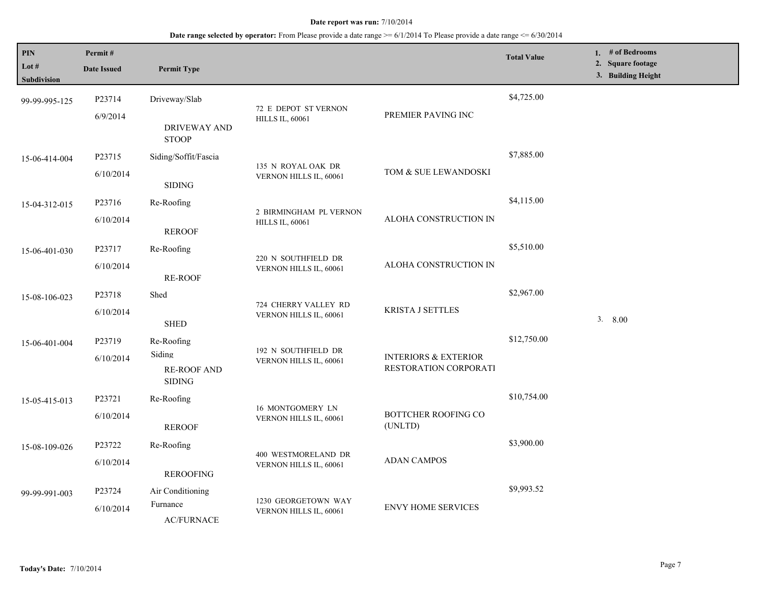**Date report was run:** 7/10/2014

**Date range selected by operator:** From Please provide a date range >= 6/1/2014 To Please provide a date range <= 6/30/2014

| PIN / Lot # / Subdivision | Permit # / Date Issued | Permit Type | | | Total Value | 1. # of Bedrooms 2. Square footage 3. Building Height |
|---|---|---|---|---|---|---|
| 99-99-995-125 | P23714 6/9/2014 | Driveway/Slab DRIVEWAY AND STOOP | 72 E DEPOT ST VERNON HILLS IL, 60061 | PREMIER PAVING INC | $4,725.00 | |
| 15-06-414-004 | P23715 6/10/2014 | Siding/Soffit/Fascia SIDING | 135 N ROYAL OAK DR VERNON HILLS IL, 60061 | TOM & SUE LEWANDOSKI | $7,885.00 | |
| 15-04-312-015 | P23716 6/10/2014 | Re-Roofing REROOF | 2 BIRMINGHAM PL VERNON HILLS IL, 60061 | ALOHA CONSTRUCTION IN | $4,115.00 | |
| 15-06-401-030 | P23717 6/10/2014 | Re-Roofing RE-ROOF | 220 N SOUTHFIELD DR VERNON HILLS IL, 60061 | ALOHA CONSTRUCTION IN | $5,510.00 | |
| 15-08-106-023 | P23718 6/10/2014 | Shed SHED | 724 CHERRY VALLEY RD VERNON HILLS IL, 60061 | KRISTA J SETTLES | $2,967.00 | 3. 8.00 |
| 15-06-401-004 | P23719 6/10/2014 | Re-Roofing Siding RE-ROOF AND SIDING | 192 N SOUTHFIELD DR VERNON HILLS IL, 60061 | INTERIORS & EXTERIOR RESTORATION CORPORATI | $12,750.00 | |
| 15-05-415-013 | P23721 6/10/2014 | Re-Roofing REROOF | 16 MONTGOMERY LN VERNON HILLS IL, 60061 | BOTTCHER ROOFING CO (UNLTD) | $10,754.00 | |
| 15-08-109-026 | P23722 6/10/2014 | Re-Roofing REROOFING | 400 WESTMORELAND DR VERNON HILLS IL, 60061 | ADAN CAMPOS | $3,900.00 | |
| 99-99-991-003 | P23724 6/10/2014 | Air Conditioning Furnance AC/FURNACE | 1230 GEORGETOWN WAY VERNON HILLS IL, 60061 | ENVY HOME SERVICES | $9,993.52 | |

**Today's Date:** 7/10/2014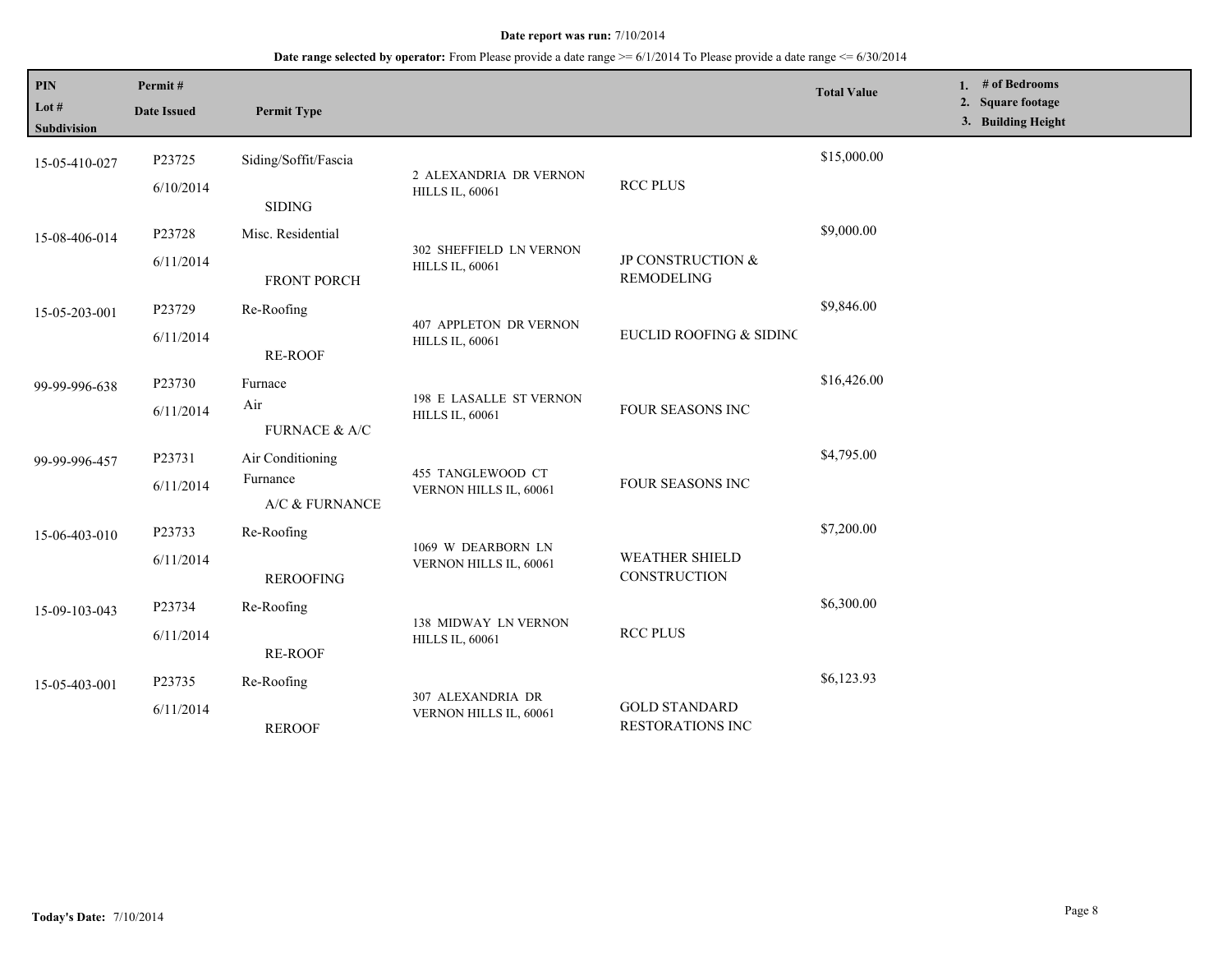**Date report was run:** 7/10/2014

**Date range selected by operator:** From Please provide a date range >= 6/1/2014 To Please provide a date range <= 6/30/2014

| PIN<br>Lot #<br>Subdivision | Permit #<br>Date Issued | Permit Type | | | Total Value | 1. # of Bedrooms<br>2. Square footage<br>3. Building Height |
|---|---|---|---|---|---|---|
| 15-05-410-027 | P23725<br>6/10/2014 | Siding/Soffit/Fascia<br>SIDING | 2 ALEXANDRIA DR VERNON HILLS IL, 60061 | RCC PLUS | $15,000.00 | |
| 15-08-406-014 | P23728<br>6/11/2014 | Misc. Residential<br>FRONT PORCH | 302 SHEFFIELD LN VERNON HILLS IL, 60061 | JP CONSTRUCTION & REMODELING | $9,000.00 | |
| 15-05-203-001 | P23729<br>6/11/2014 | Re-Roofing<br>RE-ROOF | 407 APPLETON DR VERNON HILLS IL, 60061 | EUCLID ROOFING & SIDINC | $9,846.00 | |
| 99-99-996-638 | P23730<br>6/11/2014 | Furnace<br>Air<br>FURNACE & A/C | 198 E LASALLE ST VERNON HILLS IL, 60061 | FOUR SEASONS INC | $16,426.00 | |
| 99-99-996-457 | P23731<br>6/11/2014 | Air Conditioning<br>Furnance<br>A/C & FURNANCE | 455 TANGLEWOOD CT VERNON HILLS IL, 60061 | FOUR SEASONS INC | $4,795.00 | |
| 15-06-403-010 | P23733<br>6/11/2014 | Re-Roofing<br>REROOFING | 1069 W DEARBORN LN VERNON HILLS IL, 60061 | WEATHER SHIELD CONSTRUCTION | $7,200.00 | |
| 15-09-103-043 | P23734<br>6/11/2014 | Re-Roofing<br>RE-ROOF | 138 MIDWAY LN VERNON HILLS IL, 60061 | RCC PLUS | $6,300.00 | |
| 15-05-403-001 | P23735<br>6/11/2014 | Re-Roofing<br>REROOF | 307 ALEXANDRIA DR VERNON HILLS IL, 60061 | GOLD STANDARD RESTORATIONS INC | $6,123.93 | |

**Today's Date:** 7/10/2014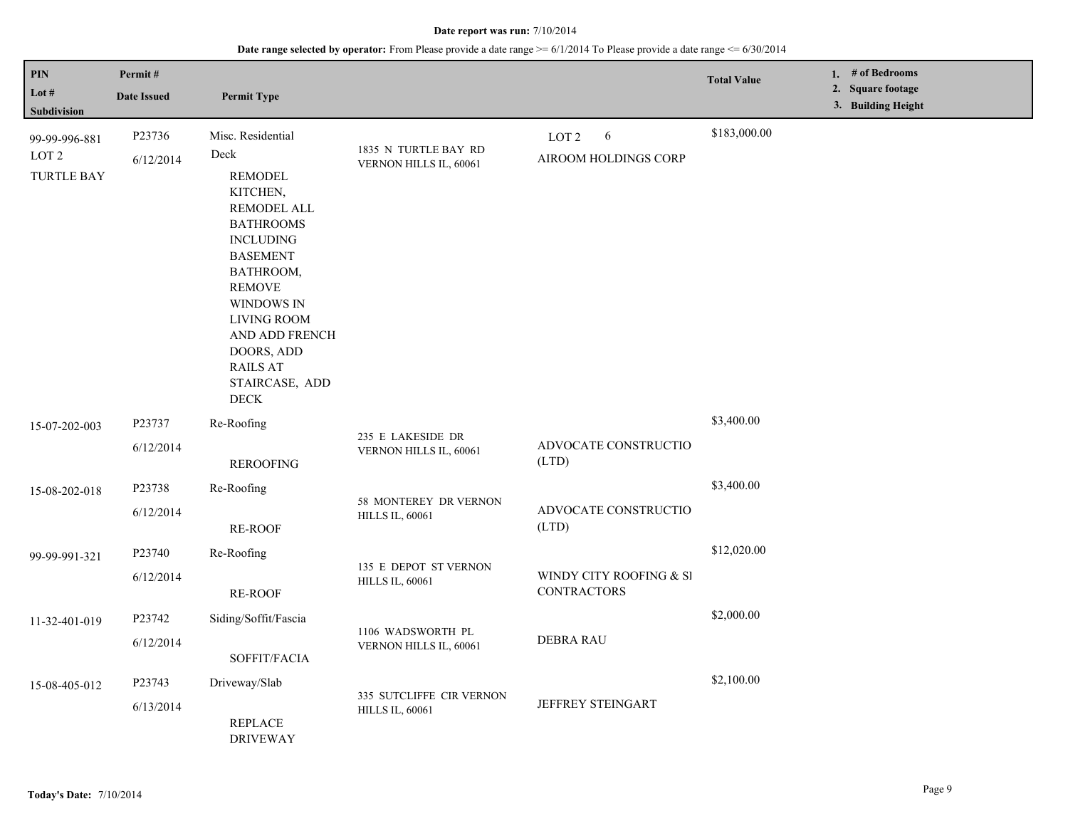**Date report was run:** 7/10/2014

**Date range selected by operator:** From Please provide a date range >= 6/1/2014 To Please provide a date range <= 6/30/2014

| PIN / Lot # / Subdivision | Permit # / Date Issued | Permit Type | | | Total Value | 1. # of Bedrooms 2. Square footage 3. Building Height |
|---|---|---|---|---|---|---|
| 99-99-996-881 LOT 2 TURTLE BAY | P23736 6/12/2014 | Misc. Residential Deck REMODEL KITCHEN, REMODEL ALL BATHROOMS INCLUDING BASEMENT BATHROOM, REMOVE WINDOWS IN LIVING ROOM AND ADD FRENCH DOORS, ADD RAILS AT STAIRCASE, ADD DECK | 1835 N TURTLE BAY RD VERNON HILLS IL, 60061 | LOT 2 6 AIROOM HOLDINGS CORP | $183,000.00 | |
| 15-07-202-003 | P23737 6/12/2014 | Re-Roofing REROOFING | 235 E LAKESIDE DR VERNON HILLS IL, 60061 | ADVOCATE CONSTRUCTIO (LTD) | $3,400.00 | |
| 15-08-202-018 | P23738 6/12/2014 | Re-Roofing RE-ROOF | 58 MONTEREY DR VERNON HILLS IL, 60061 | ADVOCATE CONSTRUCTIO (LTD) | $3,400.00 | |
| 99-99-991-321 | P23740 6/12/2014 | Re-Roofing RE-ROOF | 135 E DEPOT ST VERNON HILLS IL, 60061 | WINDY CITY ROOFING & SI CONTRACTORS | $12,020.00 | |
| 11-32-401-019 | P23742 6/12/2014 | Siding/Soffit/Fascia SOFFIT/FACIA | 1106 WADSWORTH PL VERNON HILLS IL, 60061 | DEBRA RAU | $2,000.00 | |
| 15-08-405-012 | P23743 6/13/2014 | Driveway/Slab REPLACE DRIVEWAY | 335 SUTCLIFFE CIR VERNON HILLS IL, 60061 | JEFFREY STEINGART | $2,100.00 | |

**Today's Date:** 7/10/2014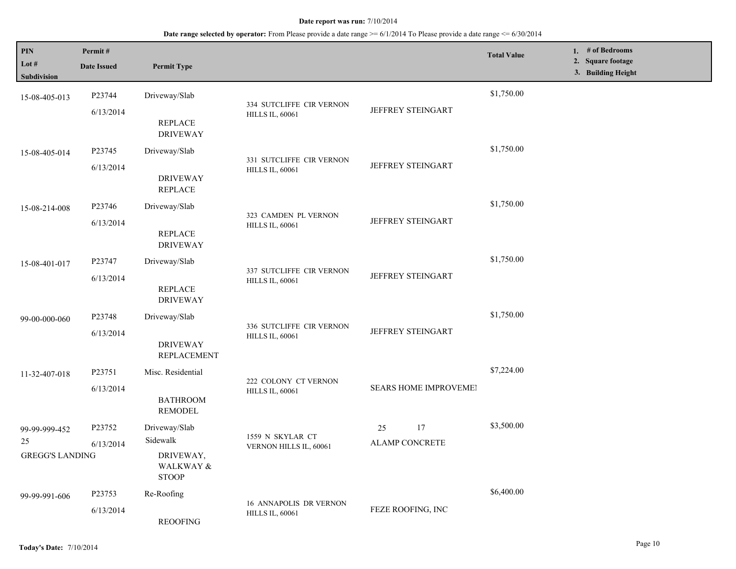**Date report was run:** 7/10/2014

**Date range selected by operator:** From Please provide a date range >= 6/1/2014 To Please provide a date range <= 6/30/2014

| PIN<br>Lot #<br>Subdivision | Permit #<br>Date Issued | Permit Type | | | Total Value | 1. # of Bedrooms<br>2. Square footage<br>3. Building Height |
|---|---|---|---|---|---|---|
| 15-08-405-013 | P23744<br>6/13/2014 | Driveway/Slab<br>REPLACE DRIVEWAY | 334 SUTCLIFFE CIR VERNON HILLS IL, 60061 | JEFFREY STEINGART | $1,750.00 | |
| 15-08-405-014 | P23745<br>6/13/2014 | Driveway/Slab<br>DRIVEWAY REPLACE | 331 SUTCLIFFE CIR VERNON HILLS IL, 60061 | JEFFREY STEINGART | $1,750.00 | |
| 15-08-214-008 | P23746<br>6/13/2014 | Driveway/Slab<br>REPLACE DRIVEWAY | 323 CAMDEN PL VERNON HILLS IL, 60061 | JEFFREY STEINGART | $1,750.00 | |
| 15-08-401-017 | P23747<br>6/13/2014 | Driveway/Slab<br>REPLACE DRIVEWAY | 337 SUTCLIFFE CIR VERNON HILLS IL, 60061 | JEFFREY STEINGART | $1,750.00 | |
| 99-00-000-060 | P23748<br>6/13/2014 | Driveway/Slab<br>DRIVEWAY REPLACEMENT | 336 SUTCLIFFE CIR VERNON HILLS IL, 60061 | JEFFREY STEINGART | $1,750.00 | |
| 11-32-407-018 | P23751<br>6/13/2014 | Misc. Residential<br>BATHROOM REMODEL | 222 COLONY CT VERNON HILLS IL, 60061 | SEARS HOME IMPROVEME! | $7,224.00 | |
| 99-99-999-452<br>25<br>GREGG'S LANDING | P23752<br>6/13/2014 | Driveway/Slab<br>Sidewalk<br>DRIVEWAY, WALKWAY & STOOP | 1559 N SKYLAR CT VERNON HILLS IL, 60061 | 25 17<br>ALAMP CONCRETE | $3,500.00 | |
| 99-99-991-606 | P23753<br>6/13/2014 | Re-Roofing<br>REOOFING | 16 ANNAPOLIS DR VERNON HILLS IL, 60061 | FEZE ROOFING, INC | $6,400.00 | |

**Today's Date:** 7/10/2014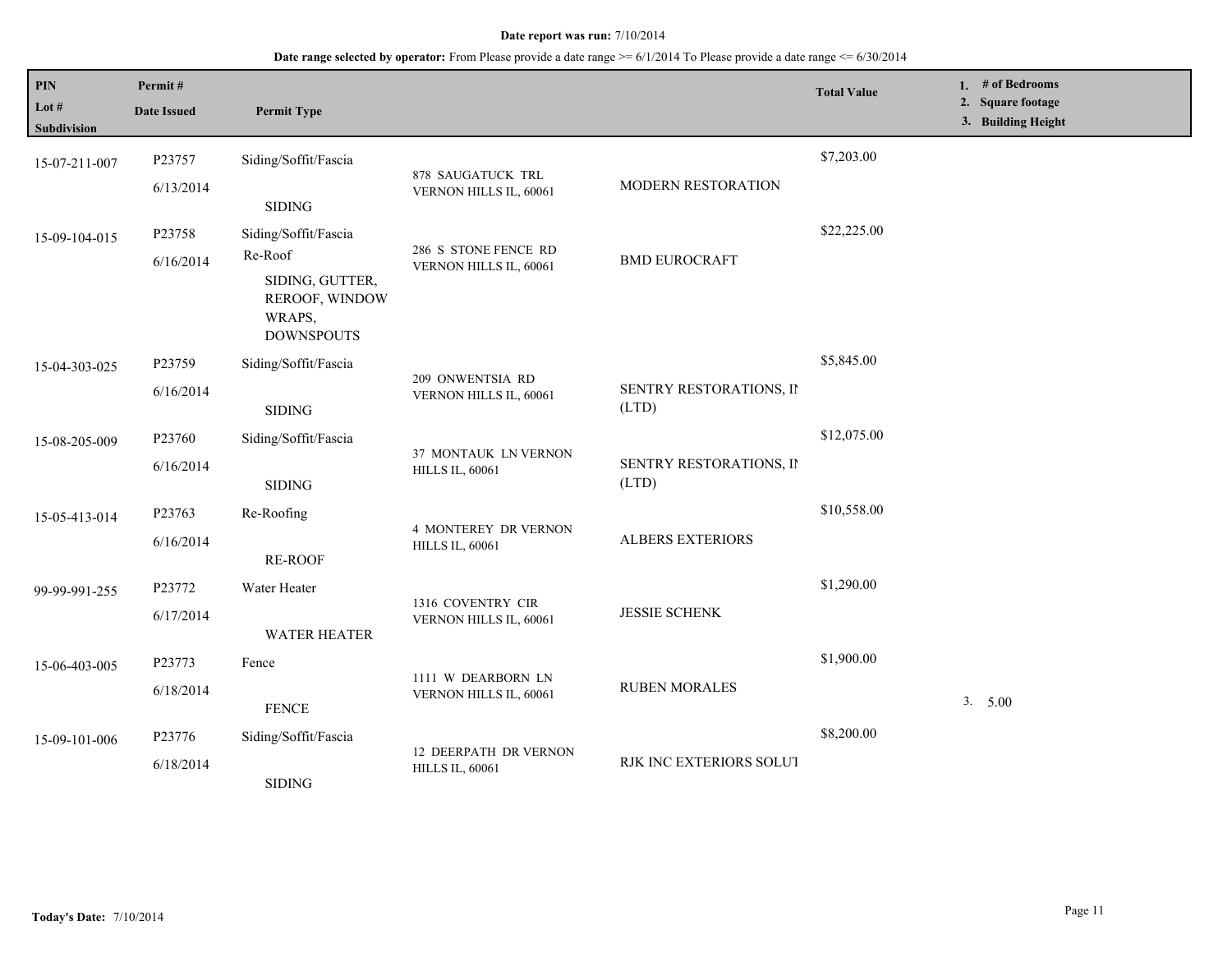**Date report was run:** 7/10/2014

**Date range selected by operator:** From Please provide a date range >= 6/1/2014 To Please provide a date range <= 6/30/2014

| PIN<br>Lot #<br>Subdivision | Permit #<br>Date Issued | Permit Type | | | Total Value | 1. # of Bedrooms<br>2. Square footage<br>3. Building Height |
|---|---|---|---|---|---|---|
| 15-07-211-007 | P23757<br>6/13/2014 | Siding/Soffit/Fascia<br>SIDING | 878 SAUGATUCK TRL<br>VERNON HILLS IL, 60061 | MODERN RESTORATION | $7,203.00 | |
| 15-09-104-015 | P23758<br>6/16/2014 | Siding/Soffit/Fascia<br>Re-Roof<br>SIDING, GUTTER, REROOF, WINDOW WRAPS, DOWNSPOUTS | 286 S STONE FENCE RD<br>VERNON HILLS IL, 60061 | BMD EUROCRAFT | $22,225.00 | |
| 15-04-303-025 | P23759<br>6/16/2014 | Siding/Soffit/Fascia<br>SIDING | 209 ONWENTSIA RD<br>VERNON HILLS IL, 60061 | SENTRY RESTORATIONS, IN (LTD) | $5,845.00 | |
| 15-08-205-009 | P23760<br>6/16/2014 | Siding/Soffit/Fascia<br>SIDING | 37 MONTAUK LN VERNON HILLS IL, 60061 | SENTRY RESTORATIONS, IN (LTD) | $12,075.00 | |
| 15-05-413-014 | P23763<br>6/16/2014 | Re-Roofing<br>RE-ROOF | 4 MONTEREY DR VERNON HILLS IL, 60061 | ALBERS EXTERIORS | $10,558.00 | |
| 99-99-991-255 | P23772<br>6/17/2014 | Water Heater<br>WATER HEATER | 1316 COVENTRY CIR<br>VERNON HILLS IL, 60061 | JESSIE SCHENK | $1,290.00 | |
| 15-06-403-005 | P23773<br>6/18/2014 | Fence<br>FENCE | 1111 W DEARBORN LN<br>VERNON HILLS IL, 60061 | RUBEN MORALES | $1,900.00 | 3. 5.00 |
| 15-09-101-006 | P23776<br>6/18/2014 | Siding/Soffit/Fascia<br>SIDING | 12 DEERPATH DR VERNON HILLS IL, 60061 | RJK INC EXTERIORS SOLUT | $8,200.00 | |

**Today's Date:** 7/10/2014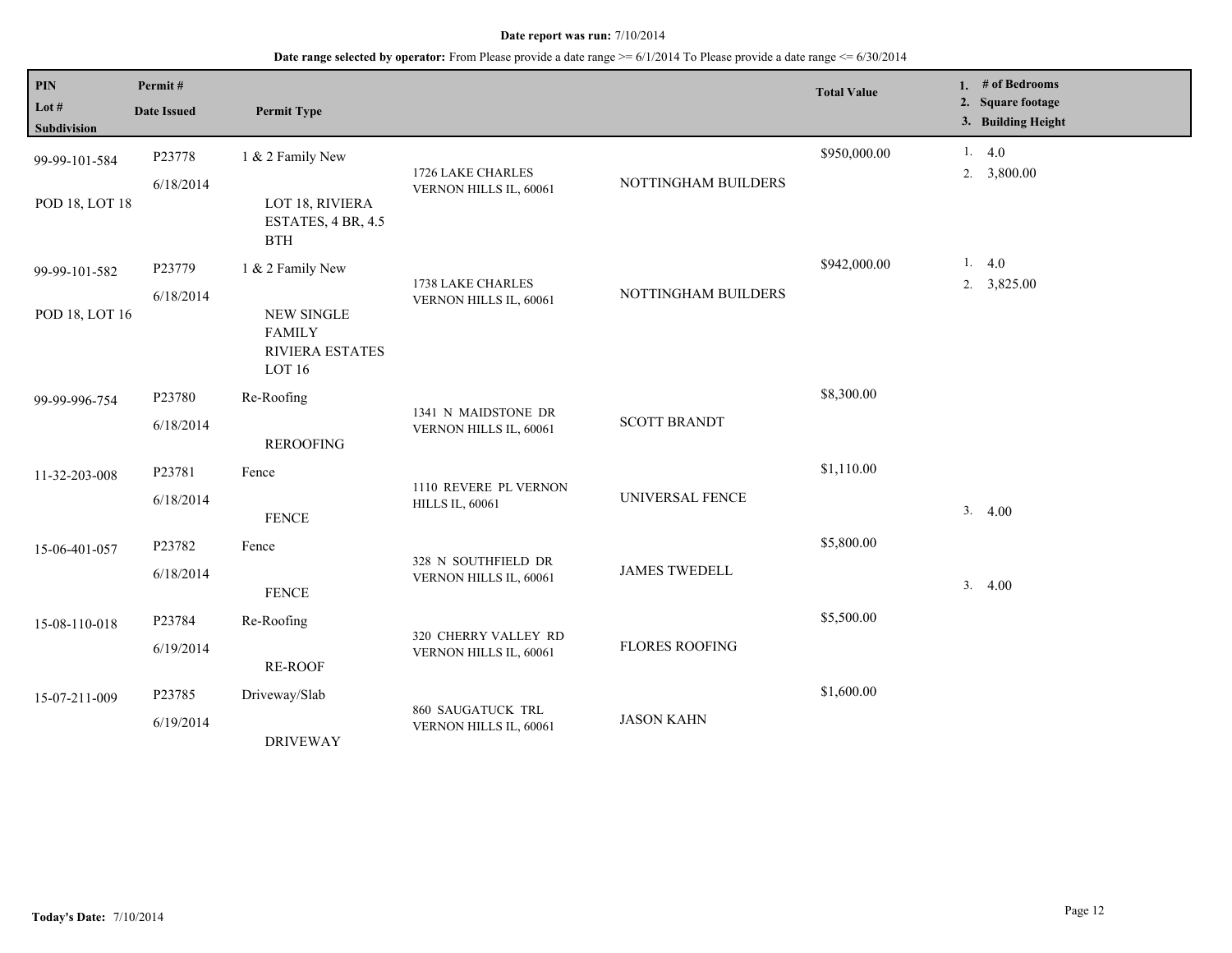**Date report was run:** 7/10/2014

**Date range selected by operator:** From Please provide a date range >= 6/1/2014 To Please provide a date range <= 6/30/2014

| PIN / Lot # / Subdivision | Permit # / Date Issued | Permit Type | | | Total Value | 1. # of Bedrooms 2. Square footage 3. Building Height |
|---|---|---|---|---|---|---|
| 99-99-101-584 POD 18, LOT 18 | P23778 6/18/2014 | 1 & 2 Family New LOT 18, RIVIERA ESTATES, 4 BR, 4.5 BTH | 1726 LAKE CHARLES VERNON HILLS IL, 60061 | NOTTINGHAM BUILDERS | $950,000.00 | 1. 4.0 2. 3,800.00 |
| 99-99-101-582 POD 18, LOT 16 | P23779 6/18/2014 | 1 & 2 Family New NEW SINGLE FAMILY RIVIERA ESTATES LOT 16 | 1738 LAKE CHARLES VERNON HILLS IL, 60061 | NOTTINGHAM BUILDERS | $942,000.00 | 1. 4.0 2. 3,825.00 |
| 99-99-996-754 | P23780 6/18/2014 | Re-Roofing REROOFING | 1341 N MAIDSTONE DR VERNON HILLS IL, 60061 | SCOTT BRANDT | $8,300.00 | |
| 11-32-203-008 | P23781 6/18/2014 | Fence FENCE | 1110 REVERE PL VERNON HILLS IL, 60061 | UNIVERSAL FENCE | $1,110.00 | 3. 4.00 |
| 15-06-401-057 | P23782 6/18/2014 | Fence FENCE | 328 N SOUTHFIELD DR VERNON HILLS IL, 60061 | JAMES TWEDELL | $5,800.00 | 3. 4.00 |
| 15-08-110-018 | P23784 6/19/2014 | Re-Roofing RE-ROOF | 320 CHERRY VALLEY RD VERNON HILLS IL, 60061 | FLORES ROOFING | $5,500.00 | |
| 15-07-211-009 | P23785 6/19/2014 | Driveway/Slab DRIVEWAY | 860 SAUGATUCK TRL VERNON HILLS IL, 60061 | JASON KAHN | $1,600.00 | |

**Today's Date:** 7/10/2014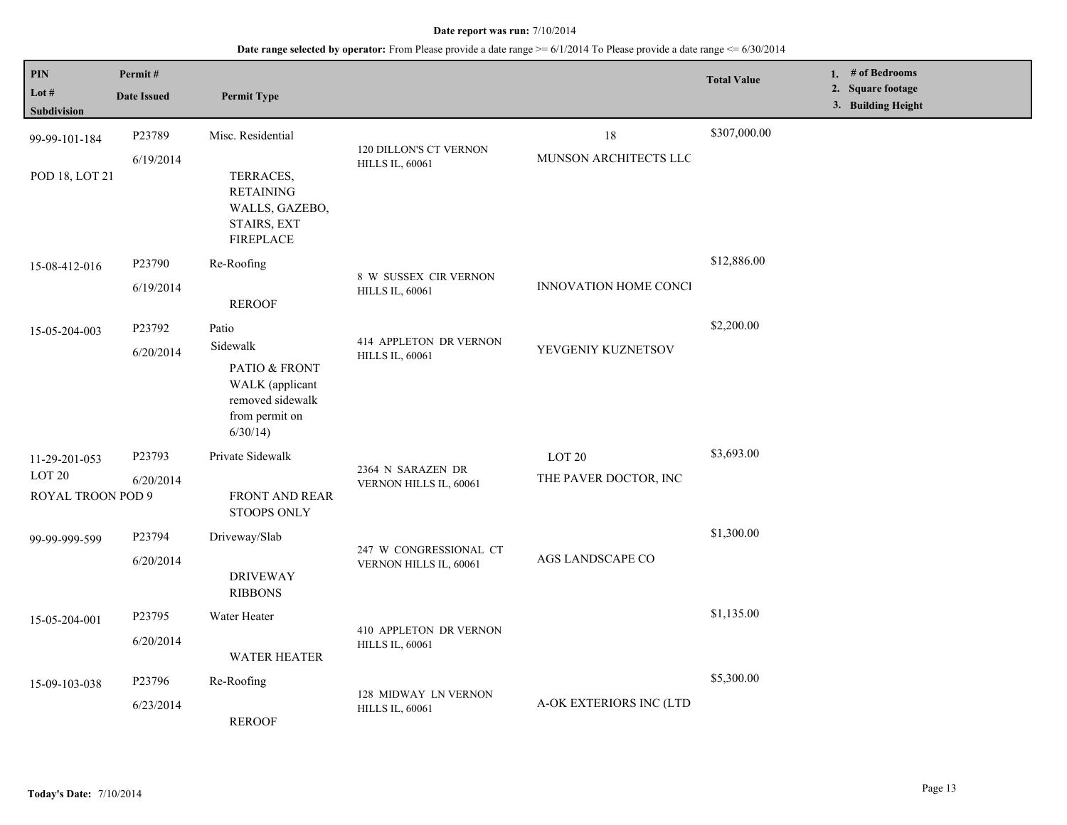**Date report was run:** 7/10/2014

**Date range selected by operator:** From Please provide a date range >= 6/1/2014 To Please provide a date range <= 6/30/2014

| PIN<br>Lot #<br>Subdivision | Permit #<br>Date Issued | Permit Type | | | Total Value | 1. # of Bedrooms<br>2. Square footage<br>3. Building Height |
|---|---|---|---|---|---|---|
| 99-99-101-184<br>POD 18, LOT 21 | P23789<br>6/19/2014 | Misc. Residential<br>TERRACES, RETAINING WALLS, GAZEBO, STAIRS, EXT FIREPLACE | 120 DILLON'S CT VERNON HILLS IL, 60061 | 18<br>MUNSON ARCHITECTS LLC | $307,000.00 | |
| 15-08-412-016 | P23790<br>6/19/2014 | Re-Roofing<br>REROOF | 8 W SUSSEX CIR VERNON HILLS IL, 60061 | INNOVATION HOME CONCI | $12,886.00 | |
| 15-05-204-003 | P23792<br>6/20/2014 | Patio<br>Sidewalk<br>PATIO & FRONT WALK (applicant removed sidewalk from permit on 6/30/14) | 414 APPLETON DR VERNON HILLS IL, 60061 | YEVGENIY KUZNETSOV | $2,200.00 | |
| 11-29-201-053<br>LOT 20<br>ROYAL TROON POD 9 | P23793<br>6/20/2014 | Private Sidewalk<br>FRONT AND REAR STOOPS ONLY | 2364 N SARAZEN DR VERNON HILLS IL, 60061 | LOT 20<br>THE PAVER DOCTOR, INC | $3,693.00 | |
| 99-99-999-599 | P23794<br>6/20/2014 | Driveway/Slab<br>DRIVEWAY RIBBONS | 247 W CONGRESSIONAL CT VERNON HILLS IL, 60061 | AGS LANDSCAPE CO | $1,300.00 | |
| 15-05-204-001 | P23795<br>6/20/2014 | Water Heater<br>WATER HEATER | 410 APPLETON DR VERNON HILLS IL, 60061 | | $1,135.00 | |
| 15-09-103-038 | P23796<br>6/23/2014 | Re-Roofing<br>REROOF | 128 MIDWAY LN VERNON HILLS IL, 60061 | A-OK EXTERIORS INC (LTD | $5,300.00 | |

**Today's Date:** 7/10/2014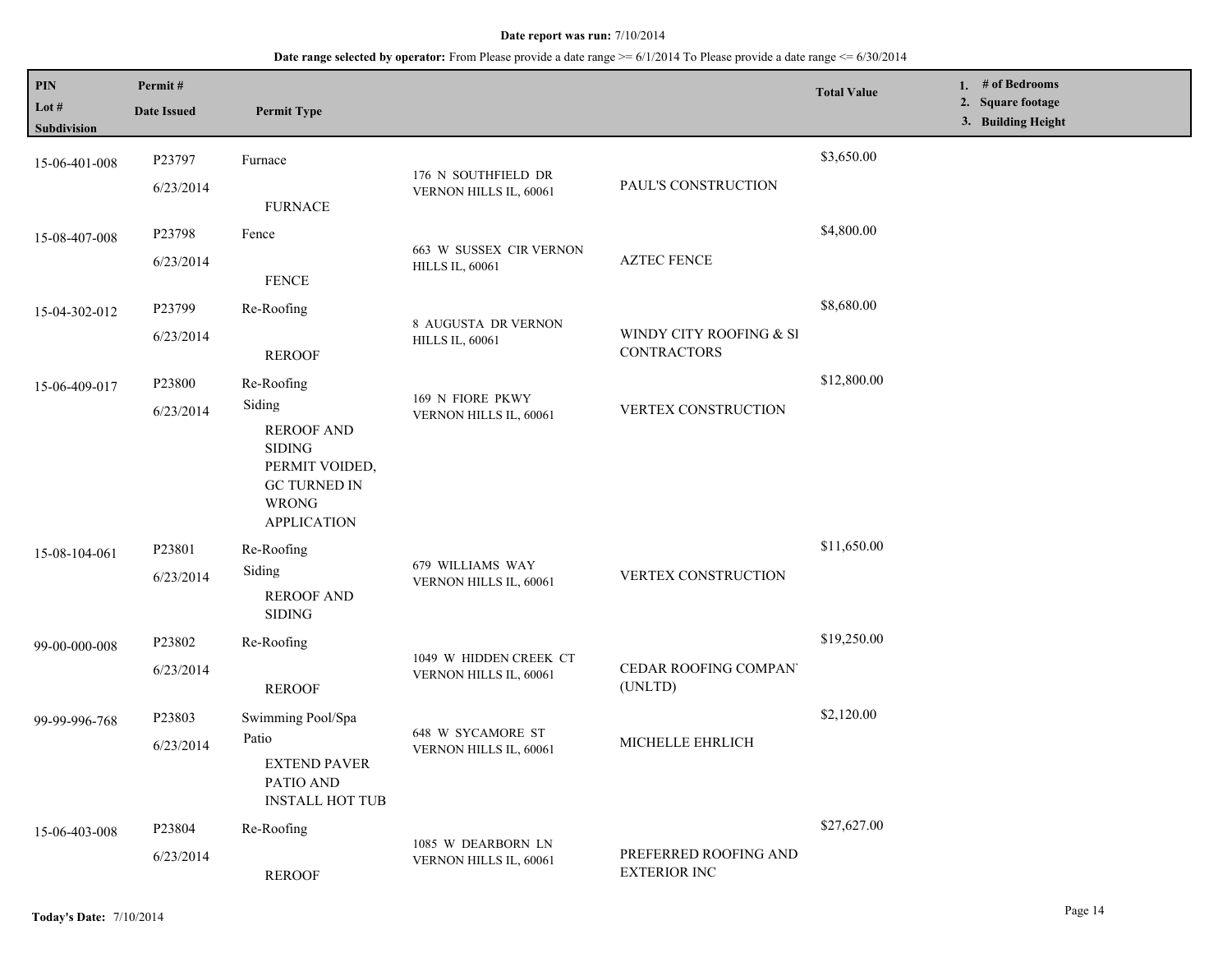**Date report was run:** 7/10/2014

**Date range selected by operator:** From Please provide a date range >= 6/1/2014 To Please provide a date range <= 6/30/2014

| PIN / Lot # / Subdivision | Permit # / Date Issued | Permit Type | | | Total Value | 1. # of Bedrooms 2. Square footage 3. Building Height |
|---|---|---|---|---|---|---|
| 15-06-401-008 | P23797 6/23/2014 | Furnace FURNACE | 176 N SOUTHFIELD DR VERNON HILLS IL, 60061 | PAUL'S CONSTRUCTION | $3,650.00 | |
| 15-08-407-008 | P23798 6/23/2014 | Fence FENCE | 663 W SUSSEX CIR VERNON HILLS IL, 60061 | AZTEC FENCE | $4,800.00 | |
| 15-04-302-012 | P23799 6/23/2014 | Re-Roofing REROOF | 8 AUGUSTA DR VERNON HILLS IL, 60061 | WINDY CITY ROOFING & SI CONTRACTORS | $8,680.00 | |
| 15-06-409-017 | P23800 6/23/2014 | Re-Roofing Siding REROOF AND SIDING PERMIT VOIDED, GC TURNED IN WRONG APPLICATION | 169 N FIORE PKWY VERNON HILLS IL, 60061 | VERTEX CONSTRUCTION | $12,800.00 | |
| 15-08-104-061 | P23801 6/23/2014 | Re-Roofing Siding REROOF AND SIDING | 679 WILLIAMS WAY VERNON HILLS IL, 60061 | VERTEX CONSTRUCTION | $11,650.00 | |
| 99-00-000-008 | P23802 6/23/2014 | Re-Roofing REROOF | 1049 W HIDDEN CREEK CT VERNON HILLS IL, 60061 | CEDAR ROOFING COMPANY (UNLTD) | $19,250.00 | |
| 99-99-996-768 | P23803 6/23/2014 | Swimming Pool/Spa Patio EXTEND PAVER PATIO AND INSTALL HOT TUB | 648 W SYCAMORE ST VERNON HILLS IL, 60061 | MICHELLE EHRLICH | $2,120.00 | |
| 15-06-403-008 | P23804 6/23/2014 | Re-Roofing REROOF | 1085 W DEARBORN LN VERNON HILLS IL, 60061 | PREFERRED ROOFING AND EXTERIOR INC | $27,627.00 | |

**Today's Date:** 7/10/2014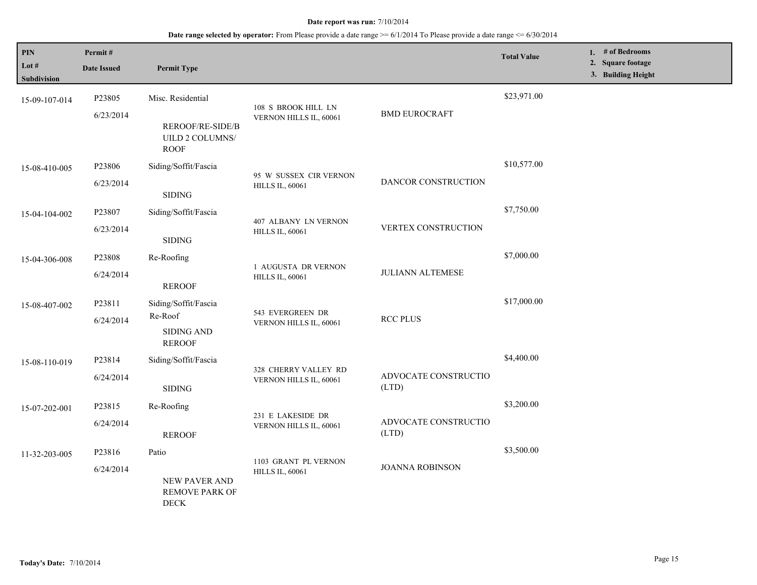**Date report was run:** 7/10/2014

**Date range selected by operator:** From Please provide a date range >= 6/1/2014 To Please provide a date range <= 6/30/2014

| PIN<br>Lot #<br>Subdivision | Permit #<br>Date Issued | Permit Type | | | Total Value | 1. # of Bedrooms<br>2. Square footage<br>3. Building Height |
|---|---|---|---|---|---|---|
| 15-09-107-014 | P23805<br>6/23/2014 | Misc. Residential<br>REROOF/RE-SIDE/BUILD 2 COLUMNS/ROOF | 108 S BROOK HILL LN VERNON HILLS IL, 60061 | BMD EUROCRAFT | $23,971.00 | |
| 15-08-410-005 | P23806<br>6/23/2014 | Siding/Soffit/Fascia<br>SIDING | 95 W SUSSEX CIR VERNON HILLS IL, 60061 | DANCOR CONSTRUCTION | $10,577.00 | |
| 15-04-104-002 | P23807<br>6/23/2014 | Siding/Soffit/Fascia<br>SIDING | 407 ALBANY LN VERNON HILLS IL, 60061 | VERTEX CONSTRUCTION | $7,750.00 | |
| 15-04-306-008 | P23808<br>6/24/2014 | Re-Roofing<br>REROOF | 1 AUGUSTA DR VERNON HILLS IL, 60061 | JULIANN ALTEMESE | $7,000.00 | |
| 15-08-407-002 | P23811<br>6/24/2014 | Siding/Soffit/Fascia<br>Re-Roof<br>SIDING AND REROOF | 543 EVERGREEN DR VERNON HILLS IL, 60061 | RCC PLUS | $17,000.00 | |
| 15-08-110-019 | P23814<br>6/24/2014 | Siding/Soffit/Fascia<br>SIDING | 328 CHERRY VALLEY RD VERNON HILLS IL, 60061 | ADVOCATE CONSTRUCTIO (LTD) | $4,400.00 | |
| 15-07-202-001 | P23815<br>6/24/2014 | Re-Roofing<br>REROOF | 231 E LAKESIDE DR VERNON HILLS IL, 60061 | ADVOCATE CONSTRUCTIO (LTD) | $3,200.00 | |
| 11-32-203-005 | P23816<br>6/24/2014 | Patio<br>NEW PAVER AND REMOVE PARK OF DECK | 1103 GRANT PL VERNON HILLS IL, 60061 | JOANNA ROBINSON | $3,500.00 | |

**Today's Date:** 7/10/2014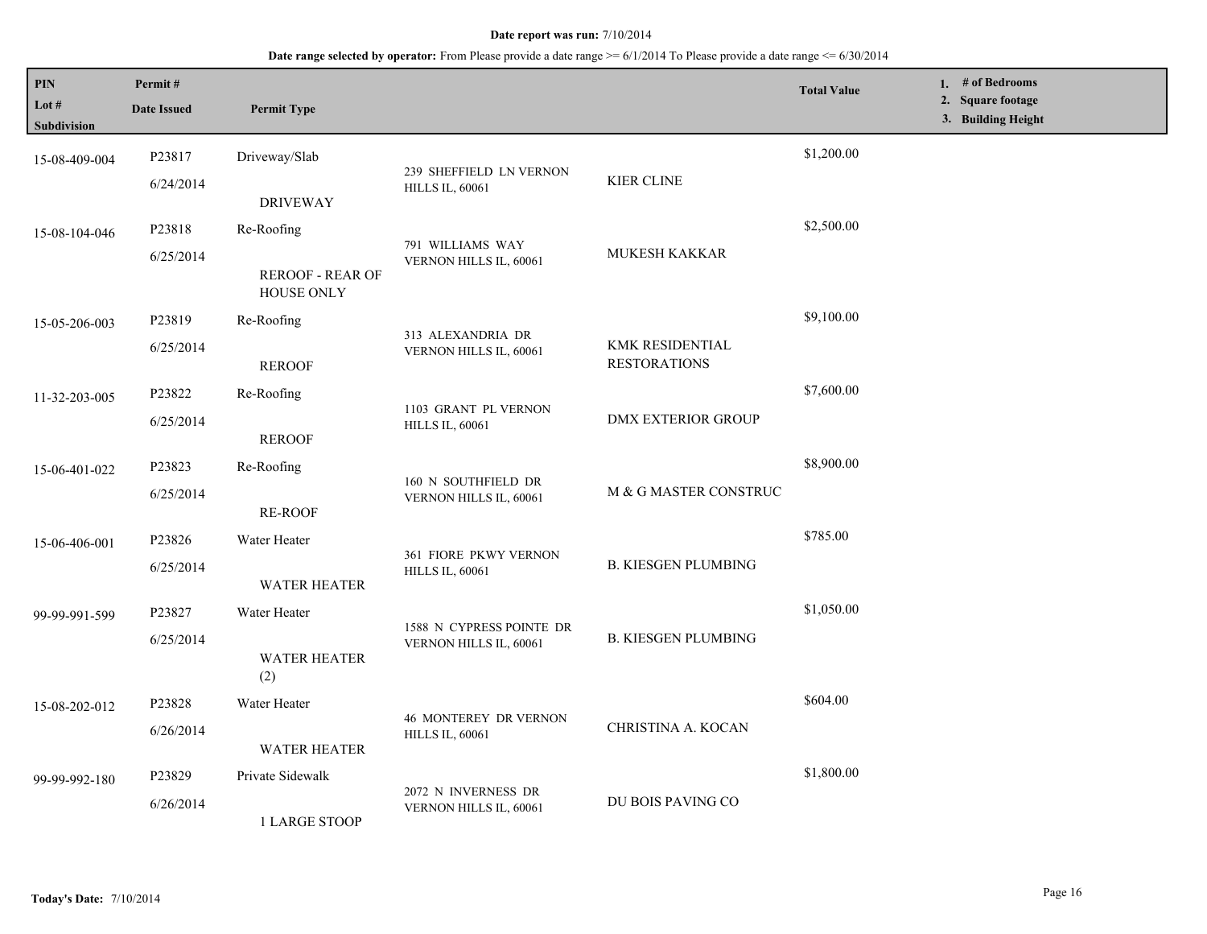**Date report was run:** 7/10/2014

**Date range selected by operator:** From Please provide a date range >= 6/1/2014 To Please provide a date range <= 6/30/2014

| PIN / Lot # / Subdivision | Permit # / Date Issued | Permit Type | | | Total Value | 1. # of Bedrooms 2. Square footage 3. Building Height |
|---|---|---|---|---|---|---|
| 15-08-409-004 | P23817 6/24/2014 | Driveway/Slab DRIVEWAY | 239 SHEFFIELD LN VERNON HILLS IL, 60061 | KIER CLINE | $1,200.00 | |
| 15-08-104-046 | P23818 6/25/2014 | Re-Roofing REROOF - REAR OF HOUSE ONLY | 791 WILLIAMS WAY VERNON HILLS IL, 60061 | MUKESH KAKKAR | $2,500.00 | |
| 15-05-206-003 | P23819 6/25/2014 | Re-Roofing REROOF | 313 ALEXANDRIA DR VERNON HILLS IL, 60061 | KMK RESIDENTIAL RESTORATIONS | $9,100.00 | |
| 11-32-203-005 | P23822 6/25/2014 | Re-Roofing REROOF | 1103 GRANT PL VERNON HILLS IL, 60061 | DMX EXTERIOR GROUP | $7,600.00 | |
| 15-06-401-022 | P23823 6/25/2014 | Re-Roofing RE-ROOF | 160 N SOUTHFIELD DR VERNON HILLS IL, 60061 | M & G MASTER CONSTRUC | $8,900.00 | |
| 15-06-406-001 | P23826 6/25/2014 | Water Heater WATER HEATER | 361 FIORE PKWY VERNON HILLS IL, 60061 | B. KIESGEN PLUMBING | $785.00 | |
| 99-99-991-599 | P23827 6/25/2014 | Water Heater WATER HEATER (2) | 1588 N CYPRESS POINTE DR VERNON HILLS IL, 60061 | B. KIESGEN PLUMBING | $1,050.00 | |
| 15-08-202-012 | P23828 6/26/2014 | Water Heater WATER HEATER | 46 MONTEREY DR VERNON HILLS IL, 60061 | CHRISTINA A. KOCAN | $604.00 | |
| 99-99-992-180 | P23829 6/26/2014 | Private Sidewalk 1 LARGE STOOP | 2072 N INVERNESS DR VERNON HILLS IL, 60061 | DU BOIS PAVING CO | $1,800.00 | |

**Today's Date:** 7/10/2014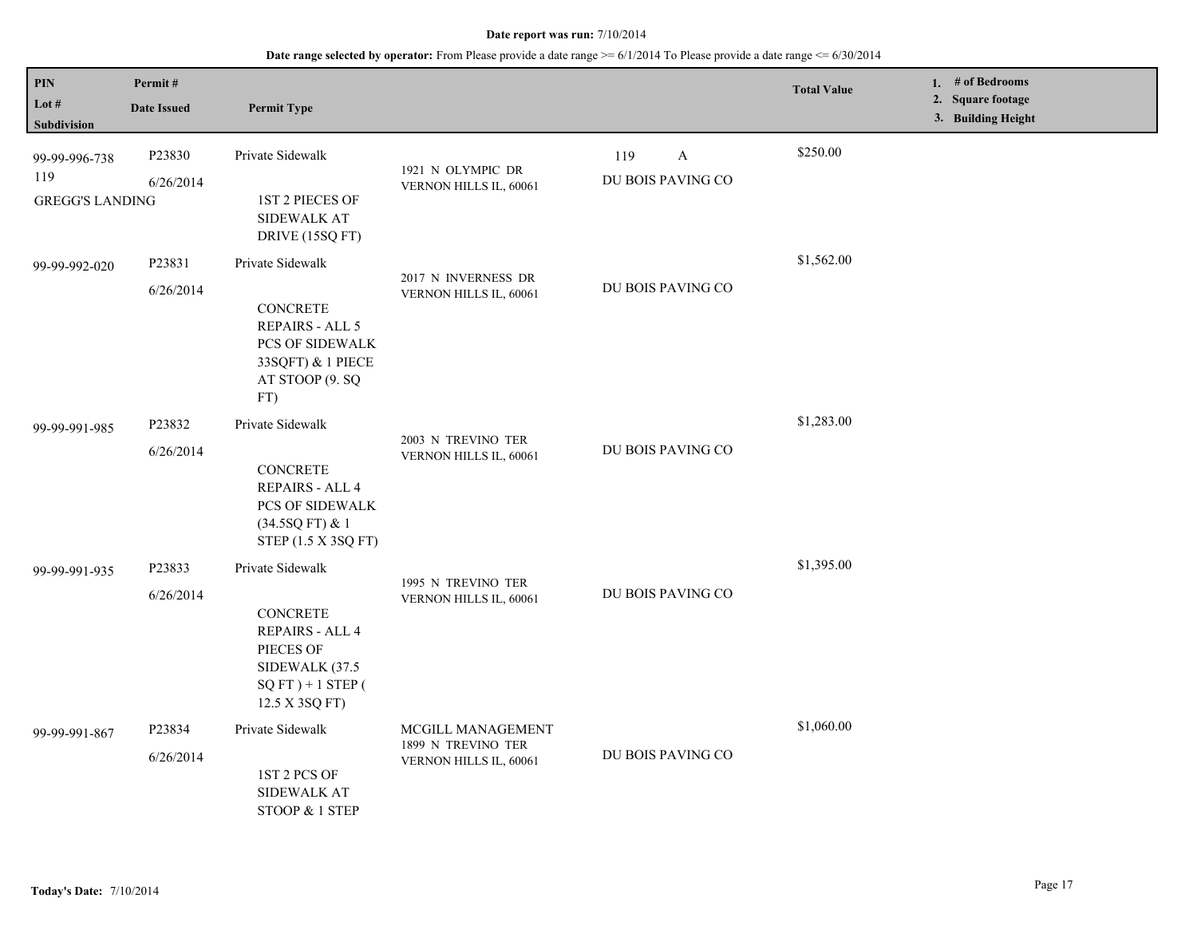**Date report was run:** 7/10/2014

**Date range selected by operator:** From Please provide a date range >= 6/1/2014 To Please provide a date range <= 6/30/2014

| PIN / Lot # / Subdivision | Permit # / Date Issued | Permit Type | | | Total Value | 1. # of Bedrooms 2. Square footage 3. Building Height |
|---|---|---|---|---|---|---|
| 99-99-996-738 119 GREGG'S LANDING | P23830 6/26/2014 | Private Sidewalk 1ST 2 PIECES OF SIDEWALK AT DRIVE (15SQ FT) | 1921 N OLYMPIC DR VERNON HILLS IL, 60061 | 119 A DU BOIS PAVING CO | $250.00 | |
| 99-99-992-020 | P23831 6/26/2014 | Private Sidewalk CONCRETE REPAIRS - ALL 5 PCS OF SIDEWALK 33SQFT) & 1 PIECE AT STOOP (9. SQ FT) | 2017 N INVERNESS DR VERNON HILLS IL, 60061 | DU BOIS PAVING CO | $1,562.00 | |
| 99-99-991-985 | P23832 6/26/2014 | Private Sidewalk CONCRETE REPAIRS - ALL 4 PCS OF SIDEWALK (34.5SQ FT) & 1 STEP (1.5 X 3SQ FT) | 2003 N TREVINO TER VERNON HILLS IL, 60061 | DU BOIS PAVING CO | $1,283.00 | |
| 99-99-991-935 | P23833 6/26/2014 | Private Sidewalk CONCRETE REPAIRS - ALL 4 PIECES OF SIDEWALK (37.5 SQ FT ) + 1 STEP ( 12.5 X 3SQ FT) | 1995 N TREVINO TER VERNON HILLS IL, 60061 | DU BOIS PAVING CO | $1,395.00 | |
| 99-99-991-867 | P23834 6/26/2014 | Private Sidewalk 1ST 2 PCS OF SIDEWALK AT STOOP & 1 STEP | MCGILL MANAGEMENT 1899 N TREVINO TER VERNON HILLS IL, 60061 | DU BOIS PAVING CO | $1,060.00 | |

**Today's Date:** 7/10/2014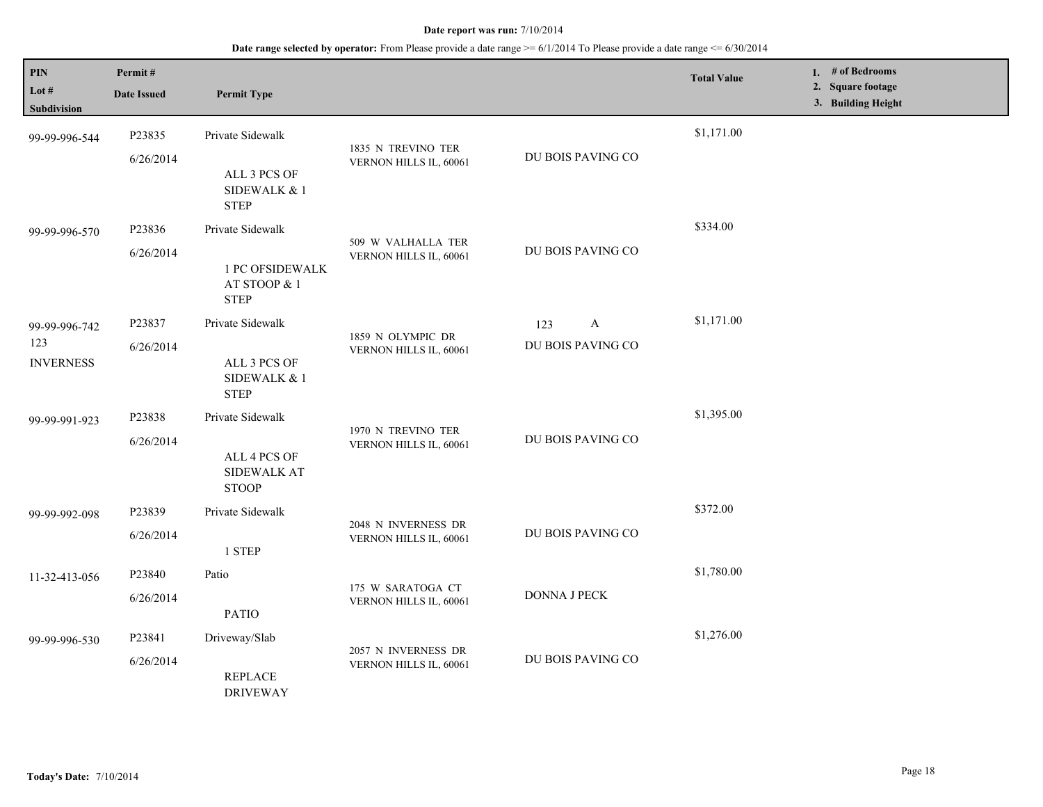**Date report was run:** 7/10/2014

**Date range selected by operator:** From Please provide a date range >= 6/1/2014 To Please provide a date range <= 6/30/2014

| PIN / Lot # / Subdivision | Permit # / Date Issued | Permit Type | | | Total Value | 1. # of Bedrooms 2. Square footage 3. Building Height |
|---|---|---|---|---|---|---|
| 99-99-996-544 | P23835 6/26/2014 | Private Sidewalk ALL 3 PCS OF SIDEWALK & 1 STEP | 1835 N TREVINO TER VERNON HILLS IL, 60061 | DU BOIS PAVING CO | $1,171.00 | |
| 99-99-996-570 | P23836 6/26/2014 | Private Sidewalk 1 PC OFSIDEWALK AT STOOP & 1 STEP | 509 W VALHALLA TER VERNON HILLS IL, 60061 | DU BOIS PAVING CO | $334.00 | |
| 99-99-996-742 123 INVERNESS | P23837 6/26/2014 | Private Sidewalk ALL 3 PCS OF SIDEWALK & 1 STEP | 1859 N OLYMPIC DR VERNON HILLS IL, 60061 | 123 A DU BOIS PAVING CO | $1,171.00 | |
| 99-99-991-923 | P23838 6/26/2014 | Private Sidewalk ALL 4 PCS OF SIDEWALK AT STOOP | 1970 N TREVINO TER VERNON HILLS IL, 60061 | DU BOIS PAVING CO | $1,395.00 | |
| 99-99-992-098 | P23839 6/26/2014 | Private Sidewalk 1 STEP | 2048 N INVERNESS DR VERNON HILLS IL, 60061 | DU BOIS PAVING CO | $372.00 | |
| 11-32-413-056 | P23840 6/26/2014 | Patio PATIO | 175 W SARATOGA CT VERNON HILLS IL, 60061 | DONNA J PECK | $1,780.00 | |
| 99-99-996-530 | P23841 6/26/2014 | Driveway/Slab REPLACE DRIVEWAY | 2057 N INVERNESS DR VERNON HILLS IL, 60061 | DU BOIS PAVING CO | $1,276.00 | |

**Today's Date:** 7/10/2014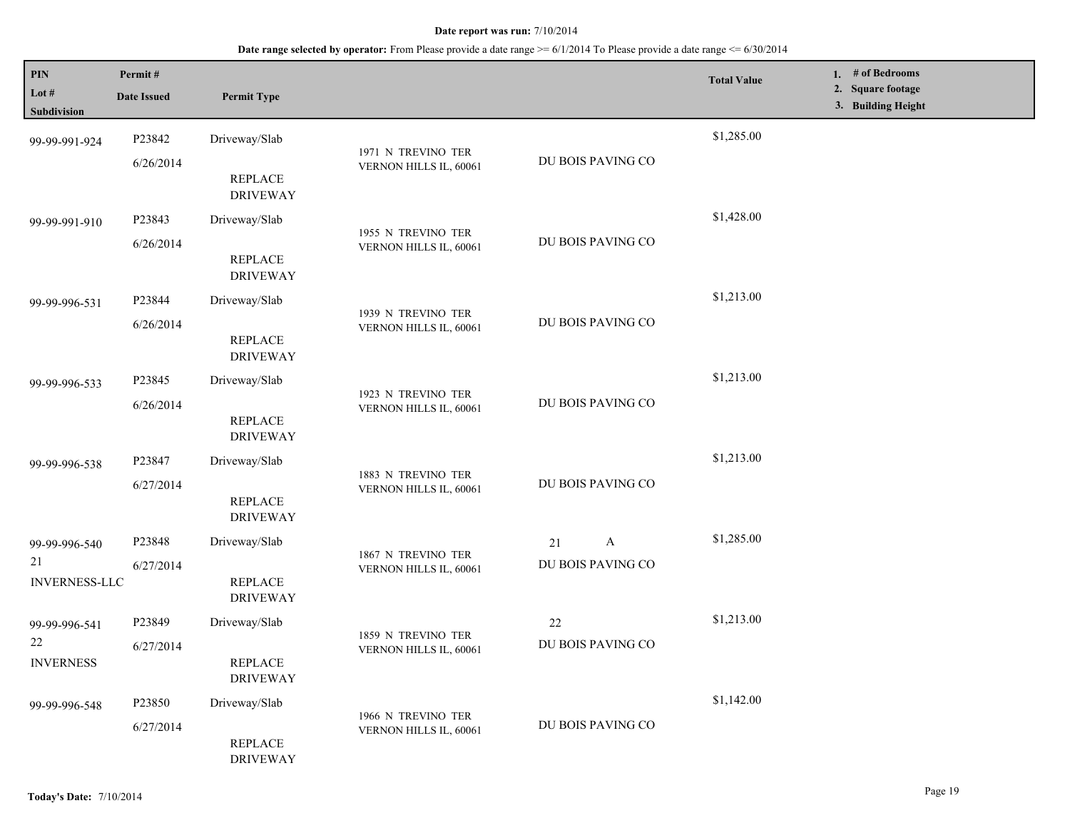**Date report was run:** 7/10/2014

**Date range selected by operator:** From Please provide a date range >= 6/1/2014 To Please provide a date range <= 6/30/2014

| PIN / Lot # / Subdivision | Permit # / Date Issued | Permit Type | | | Total Value | 1. # of Bedrooms 2. Square footage 3. Building Height |
|---|---|---|---|---|---|---|
| 99-99-991-924 | P23842 6/26/2014 | Driveway/Slab REPLACE DRIVEWAY | 1971 N TREVINO TER VERNON HILLS IL, 60061 | DU BOIS PAVING CO | $1,285.00 | |
| 99-99-991-910 | P23843 6/26/2014 | Driveway/Slab REPLACE DRIVEWAY | 1955 N TREVINO TER VERNON HILLS IL, 60061 | DU BOIS PAVING CO | $1,428.00 | |
| 99-99-996-531 | P23844 6/26/2014 | Driveway/Slab REPLACE DRIVEWAY | 1939 N TREVINO TER VERNON HILLS IL, 60061 | DU BOIS PAVING CO | $1,213.00 | |
| 99-99-996-533 | P23845 6/26/2014 | Driveway/Slab REPLACE DRIVEWAY | 1923 N TREVINO TER VERNON HILLS IL, 60061 | DU BOIS PAVING CO | $1,213.00 | |
| 99-99-996-538 | P23847 6/27/2014 | Driveway/Slab REPLACE DRIVEWAY | 1883 N TREVINO TER VERNON HILLS IL, 60061 | DU BOIS PAVING CO | $1,213.00 | |
| 99-99-996-540 21 INVERNESS-LLC | P23848 6/27/2014 | Driveway/Slab REPLACE DRIVEWAY | 1867 N TREVINO TER VERNON HILLS IL, 60061 | 21 A DU BOIS PAVING CO | $1,285.00 | |
| 99-99-996-541 22 INVERNESS | P23849 6/27/2014 | Driveway/Slab REPLACE DRIVEWAY | 1859 N TREVINO TER VERNON HILLS IL, 60061 | 22 DU BOIS PAVING CO | $1,213.00 | |
| 99-99-996-548 | P23850 6/27/2014 | Driveway/Slab REPLACE DRIVEWAY | 1966 N TREVINO TER VERNON HILLS IL, 60061 | DU BOIS PAVING CO | $1,142.00 | |

**Today's Date:** 7/10/2014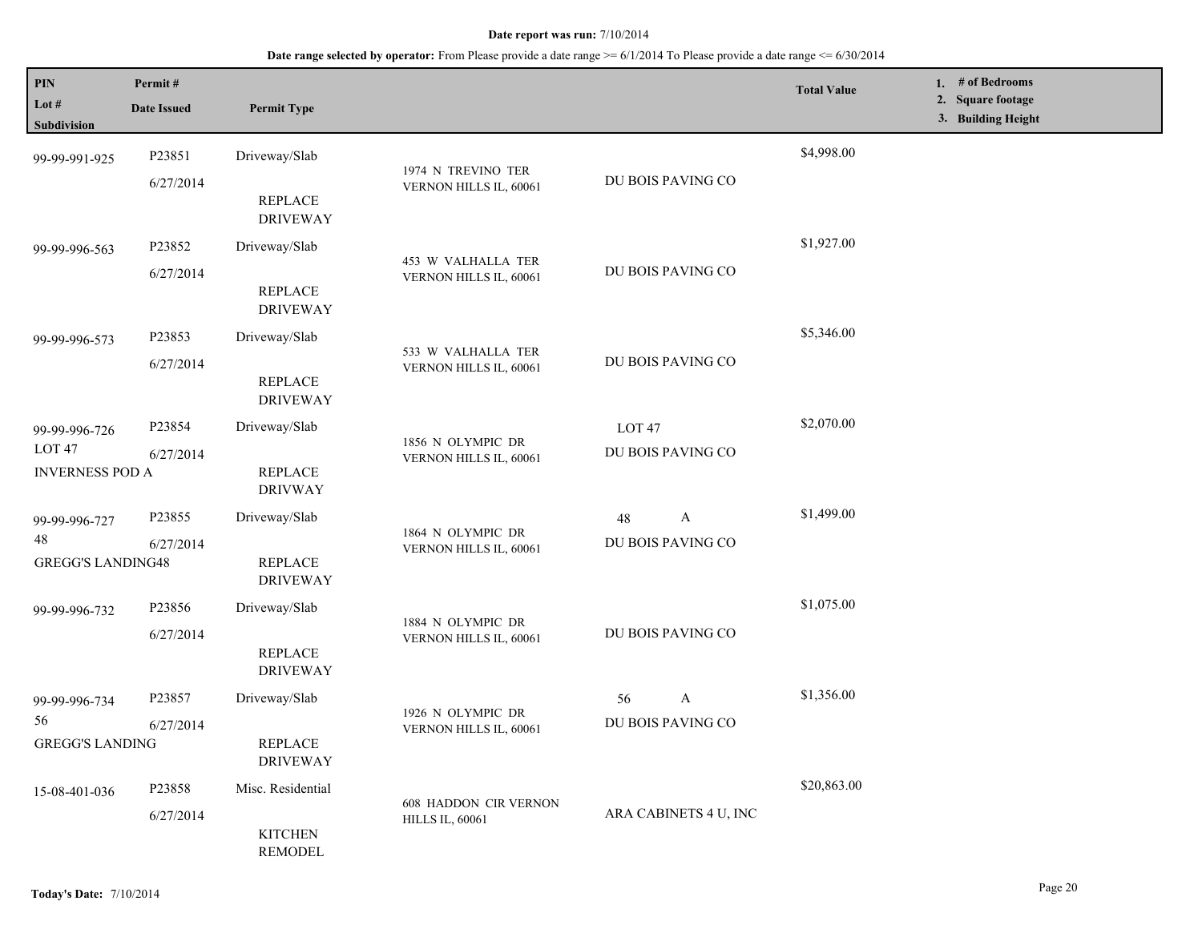**Date report was run:** 7/10/2014

**Date range selected by operator:** From Please provide a date range >= 6/1/2014 To Please provide a date range <= 6/30/2014

| PIN / Lot # / Subdivision | Permit # / Date Issued | Permit Type | | | Total Value | 1. # of Bedrooms 2. Square footage 3. Building Height |
|---|---|---|---|---|---|---|
| 99-99-991-925 | P23851 6/27/2014 | Driveway/Slab REPLACE DRIVEWAY | 1974 N TREVINO TER VERNON HILLS IL, 60061 | DU BOIS PAVING CO | $4,998.00 | |
| 99-99-996-563 | P23852 6/27/2014 | Driveway/Slab REPLACE DRIVEWAY | 453 W VALHALLA TER VERNON HILLS IL, 60061 | DU BOIS PAVING CO | $1,927.00 | |
| 99-99-996-573 | P23853 6/27/2014 | Driveway/Slab REPLACE DRIVEWAY | 533 W VALHALLA TER VERNON HILLS IL, 60061 | DU BOIS PAVING CO | $5,346.00 | |
| 99-99-996-726 LOT 47 INVERNESS POD A | P23854 6/27/2014 | Driveway/Slab REPLACE DRIVWAY | 1856 N OLYMPIC DR VERNON HILLS IL, 60061 | LOT 47 DU BOIS PAVING CO | $2,070.00 | |
| 99-99-996-727 48 GREGG'S LANDING48 | P23855 6/27/2014 | Driveway/Slab REPLACE DRIVEWAY | 1864 N OLYMPIC DR VERNON HILLS IL, 60061 | 48 A DU BOIS PAVING CO | $1,499.00 | |
| 99-99-996-732 | P23856 6/27/2014 | Driveway/Slab REPLACE DRIVEWAY | 1884 N OLYMPIC DR VERNON HILLS IL, 60061 | DU BOIS PAVING CO | $1,075.00 | |
| 99-99-996-734 56 GREGG'S LANDING | P23857 6/27/2014 | Driveway/Slab REPLACE DRIVEWAY | 1926 N OLYMPIC DR VERNON HILLS IL, 60061 | 56 A DU BOIS PAVING CO | $1,356.00 | |
| 15-08-401-036 | P23858 6/27/2014 | Misc. Residential KITCHEN REMODEL | 608 HADDON CIR VERNON HILLS IL, 60061 | ARA CABINETS 4 U, INC | $20,863.00 | |

**Today's Date:** 7/10/2014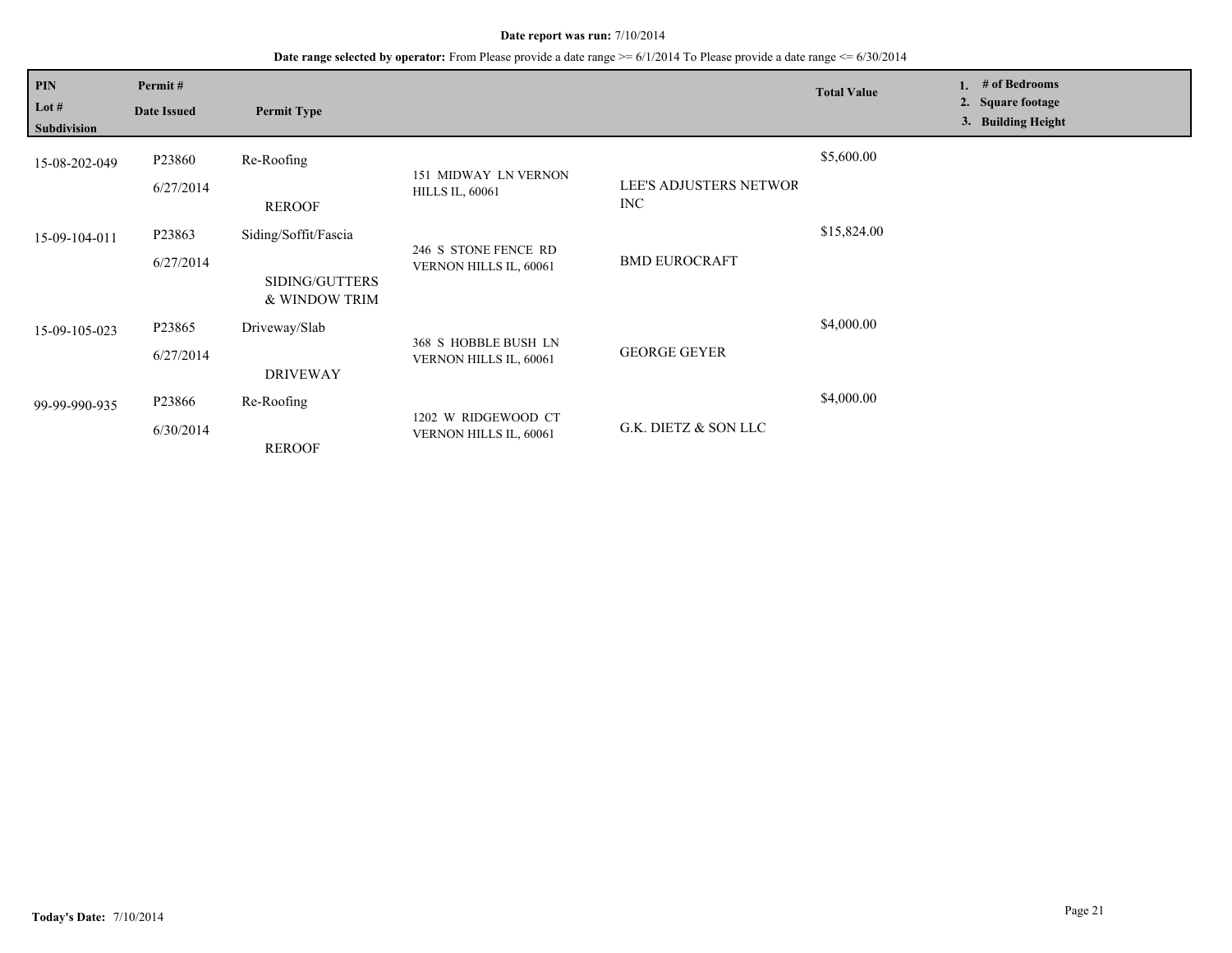**Date report was run:** 7/10/2014

**Date range selected by operator:** From Please provide a date range >= 6/1/2014 To Please provide a date range <= 6/30/2014

| PIN<br>Lot #<br>Subdivision | Permit #<br>Date Issued | Permit Type | | | Total Value | 1. # of Bedrooms<br>2. Square footage<br>3. Building Height |
|---|---|---|---|---|---|---|
| 15-08-202-049 | P23860<br>6/27/2014 | Re-Roofing<br>REROOF | 151 MIDWAY LN VERNON HILLS IL, 60061 | LEE'S ADJUSTERS NETWOR INC | $5,600.00 | |
| 15-09-104-011 | P23863<br>6/27/2014 | Siding/Soffit/Fascia<br>SIDING/GUTTERS & WINDOW TRIM | 246 S STONE FENCE RD VERNON HILLS IL, 60061 | BMD EUROCRAFT | $15,824.00 | |
| 15-09-105-023 | P23865<br>6/27/2014 | Driveway/Slab<br>DRIVEWAY | 368 S HOBBLE BUSH LN VERNON HILLS IL, 60061 | GEORGE GEYER | $4,000.00 | |
| 99-99-990-935 | P23866<br>6/30/2014 | Re-Roofing<br>REROOF | 1202 W RIDGEWOOD CT VERNON HILLS IL, 60061 | G.K. DIETZ & SON LLC | $4,000.00 | |

**Today's Date:** 7/10/2014